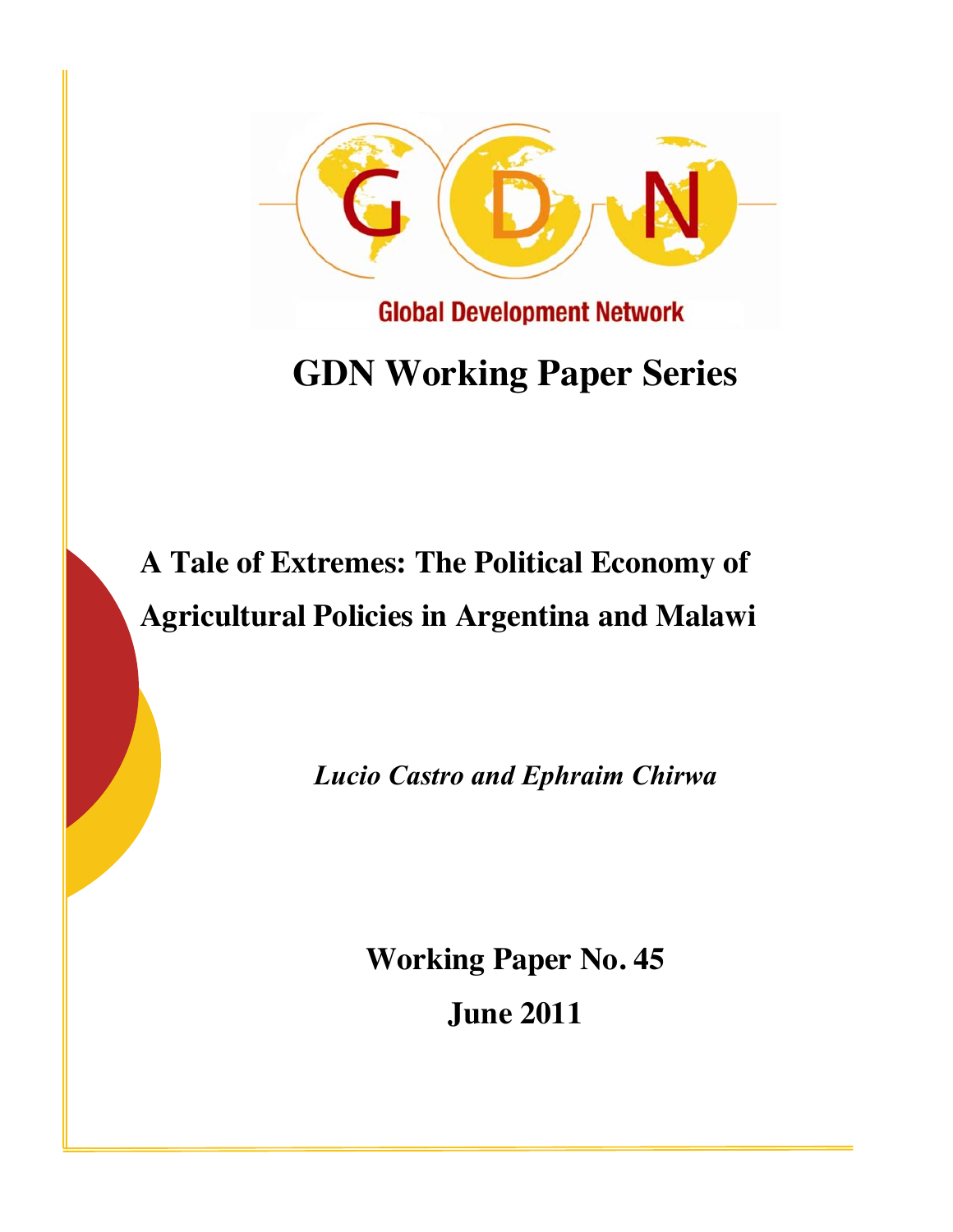Global Development Network

# GDN Working Paper Series

## A Tale of Extremes: The Political Economy of Agricultural Policies in Argentina and Malawi

*Lucio Castro and Ephraim Chirwa*

**Working Paper No. 45**

**June 2011**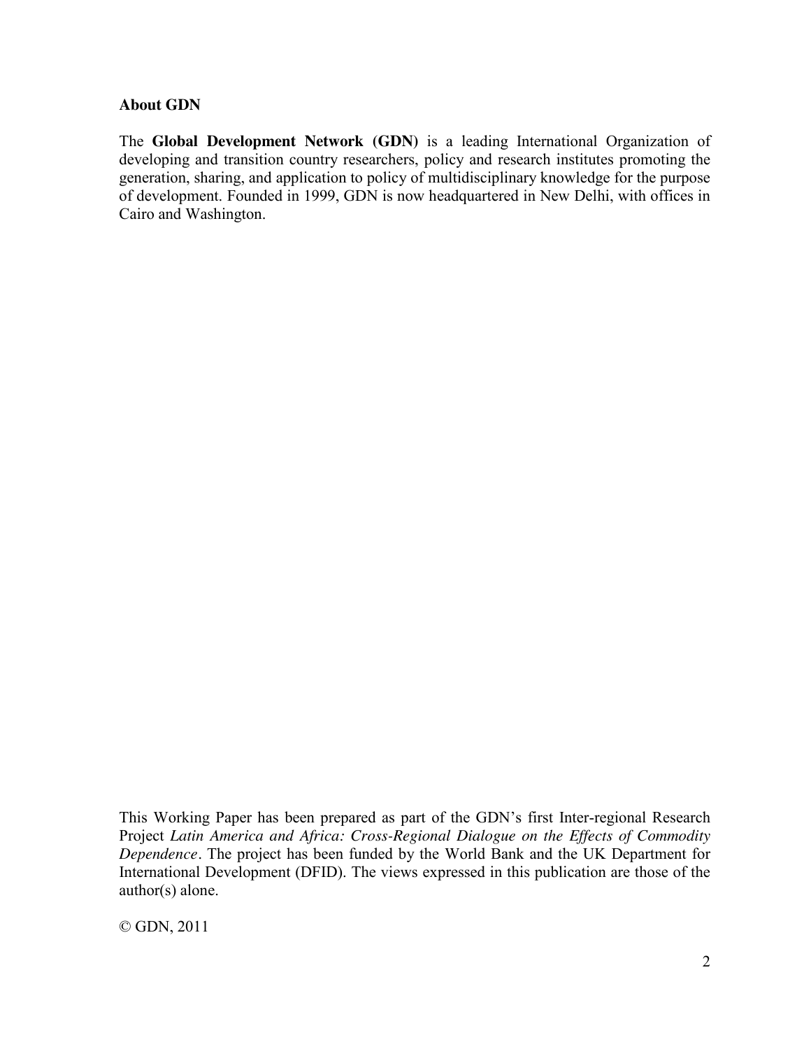**About GDN**

The **Global Development Network (GDN)** is a leading International Organization of developing and transition country researchers, policy and research institutes promoting the generation, sharing, and application to policy of multidisciplinary knowledge for the purpose of development. Founded in 1999, GDN is now headquartered in New Delhi, with offices in Cairo and Washington.

This Working Paper has been prepared as part of the GDN's first Inter-regional Research Project *Latin America and Africa: Cross-Regional Dialogue on the Effects of Commodity Dependence*. The project has been funded by the World Bank and the UK Department for International Development (DFID). The views expressed in this publication are those of the author(s) alone.

© GDN, 2011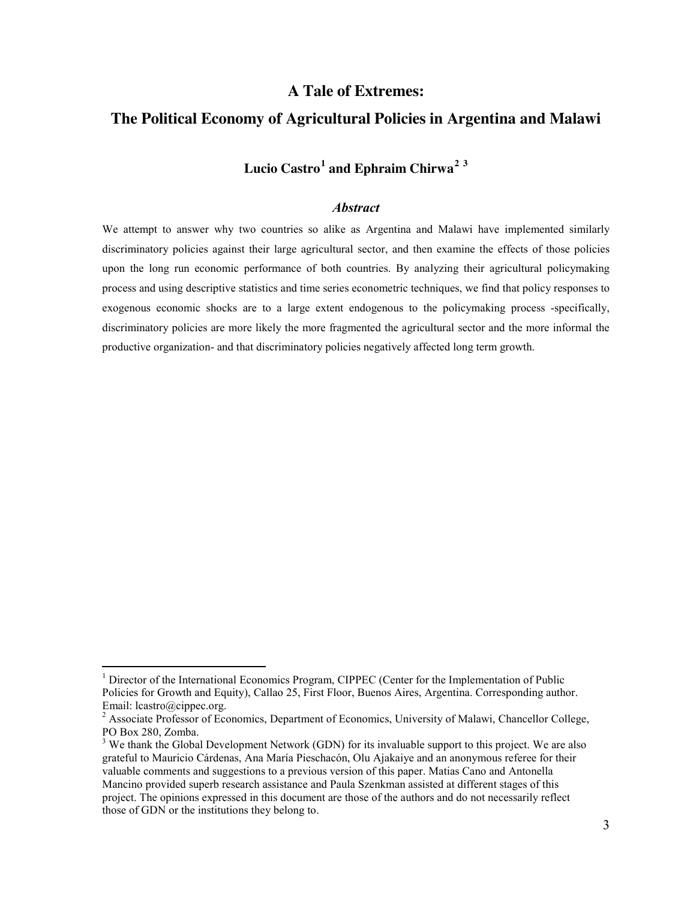# A Tale of Extremes:

# The Political Economy of Agricultural Policies in Argentina and Malawi

**Lucio Castro[1] and Ephraim Chirwa[2] [3]**

### *Abstract*

We attempt to answer why two countries so alike as Argentina and Malawi have implemented similarly discriminatory policies against their large agricultural sector, and then examine the effects of those policies upon the long run economic performance of both countries. By analyzing their agricultural policymaking process and using descriptive statistics and time series econometric techniques, we find that policy responses to exogenous economic shocks are to a large extent endogenous to the policymaking process -specifically, discriminatory policies are more likely the more fragmented the agricultural sector and the more informal the productive organization- and that discriminatory policies negatively affected long term growth.

---

[1] Director of the International Economics Program, CIPPEC (Center for the Implementation of Public Policies for Growth and Equity), Callao 25, First Floor, Buenos Aires, Argentina. Corresponding author. Email: lcastro@cippec.org.

[2] Associate Professor of Economics, Department of Economics, University of Malawi, Chancellor College, PO Box 280, Zomba.

[3] We thank the Global Development Network (GDN) for its invaluable support to this project. We are also grateful to Mauricio Cárdenas, Ana María Pieschacón, Olu Ajakaiye and an anonymous referee for their valuable comments and suggestions to a previous version of this paper. Matias Cano and Antonella Mancino provided superb research assistance and Paula Szenkman assisted at different stages of this project. The opinions expressed in this document are those of the authors and do not necessarily reflect those of GDN or the institutions they belong to.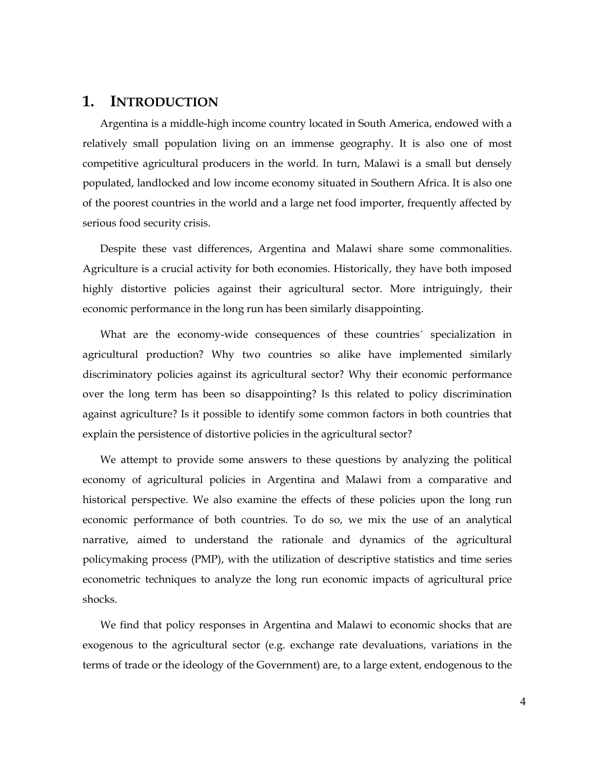# 1. INTRODUCTION

Argentina is a middle-high income country located in South America, endowed with a relatively small population living on an immense geography. It is also one of most competitive agricultural producers in the world. In turn, Malawi is a small but densely populated, landlocked and low income economy situated in Southern Africa. It is also one of the poorest countries in the world and a large net food importer, frequently affected by serious food security crisis.

Despite these vast differences, Argentina and Malawi share some commonalities. Agriculture is a crucial activity for both economies. Historically, they have both imposed highly distortive policies against their agricultural sector. More intriguingly, their economic performance in the long run has been similarly disappointing.

What are the economy-wide consequences of these countries´ specialization in agricultural production? Why two countries so alike have implemented similarly discriminatory policies against its agricultural sector? Why their economic performance over the long term has been so disappointing? Is this related to policy discrimination against agriculture? Is it possible to identify some common factors in both countries that explain the persistence of distortive policies in the agricultural sector?

We attempt to provide some answers to these questions by analyzing the political economy of agricultural policies in Argentina and Malawi from a comparative and historical perspective. We also examine the effects of these policies upon the long run economic performance of both countries. To do so, we mix the use of an analytical narrative, aimed to understand the rationale and dynamics of the agricultural policymaking process (PMP), with the utilization of descriptive statistics and time series econometric techniques to analyze the long run economic impacts of agricultural price shocks.

We find that policy responses in Argentina and Malawi to economic shocks that are exogenous to the agricultural sector (e.g. exchange rate devaluations, variations in the terms of trade or the ideology of the Government) are, to a large extent, endogenous to the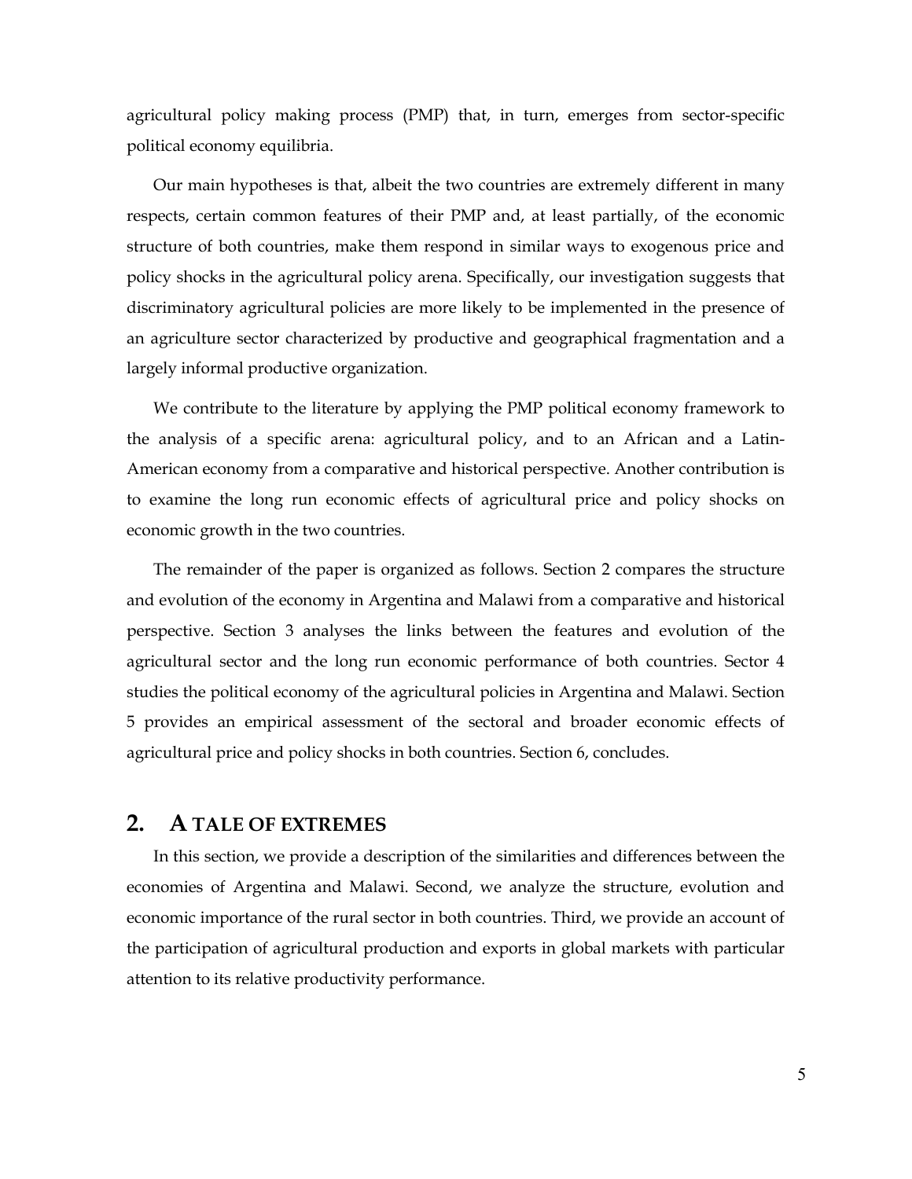agricultural policy making process (PMP) that, in turn, emerges from sector-specific political economy equilibria.

Our main hypotheses is that, albeit the two countries are extremely different in many respects, certain common features of their PMP and, at least partially, of the economic structure of both countries, make them respond in similar ways to exogenous price and policy shocks in the agricultural policy arena. Specifically, our investigation suggests that discriminatory agricultural policies are more likely to be implemented in the presence of an agriculture sector characterized by productive and geographical fragmentation and a largely informal productive organization.

We contribute to the literature by applying the PMP political economy framework to the analysis of a specific arena: agricultural policy, and to an African and a Latin-American economy from a comparative and historical perspective. Another contribution is to examine the long run economic effects of agricultural price and policy shocks on economic growth in the two countries.

The remainder of the paper is organized as follows. Section 2 compares the structure and evolution of the economy in Argentina and Malawi from a comparative and historical perspective. Section 3 analyses the links between the features and evolution of the agricultural sector and the long run economic performance of both countries. Sector 4 studies the political economy of the agricultural policies in Argentina and Malawi. Section 5 provides an empirical assessment of the sectoral and broader economic effects of agricultural price and policy shocks in both countries. Section 6, concludes.

## 2. A TALE OF EXTREMES

In this section, we provide a description of the similarities and differences between the economies of Argentina and Malawi. Second, we analyze the structure, evolution and economic importance of the rural sector in both countries. Third, we provide an account of the participation of agricultural production and exports in global markets with particular attention to its relative productivity performance.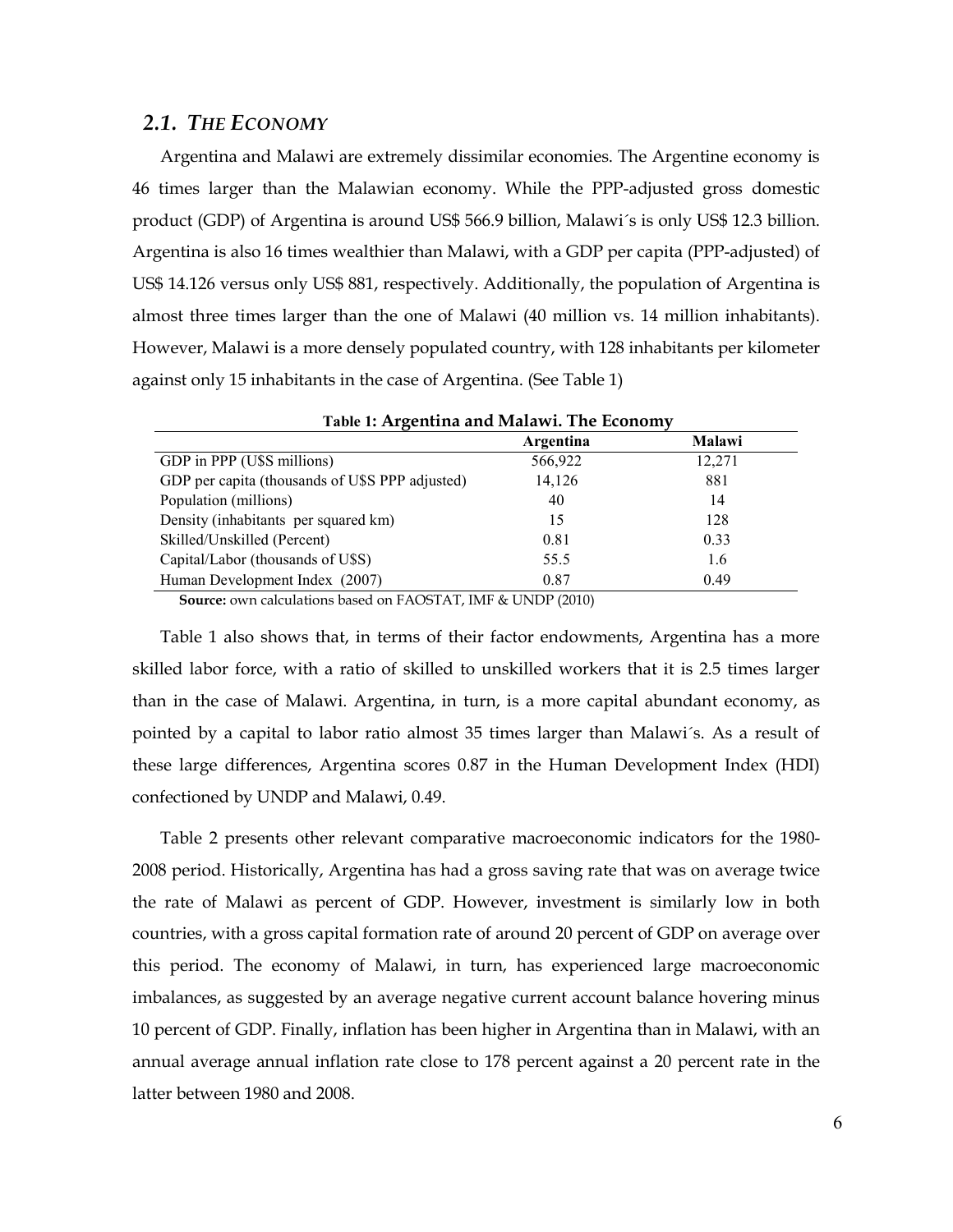## 2.1. *THE ECONOMY*

Argentina and Malawi are extremely dissimilar economies. The Argentine economy is 46 times larger than the Malawian economy. While the PPP-adjusted gross domestic product (GDP) of Argentina is around US$ 566.9 billion, Malawi´s is only US$ 12.3 billion. Argentina is also 16 times wealthier than Malawi, with a GDP per capita (PPP-adjusted) of US$ 14.126 versus only US$ 881, respectively. Additionally, the population of Argentina is almost three times larger than the one of Malawi (40 million vs. 14 million inhabitants). However, Malawi is a more densely populated country, with 128 inhabitants per kilometer against only 15 inhabitants in the case of Argentina. (See Table 1)

**Table 1: Argentina and Malawi. The Economy**

| | Argentina | Malawi |
|---|---|---|
| GDP in PPP (U$S millions) | 566,922 | 12,271 |
| GDP per capita (thousands of U$S PPP adjusted) | 14,126 | 881 |
| Population (millions) | 40 | 14 |
| Density (inhabitants per squared km) | 15 | 128 |
| Skilled/Unskilled (Percent) | 0.81 | 0.33 |
| Capital/Labor (thousands of U$S) | 55.5 | 1.6 |
| Human Development Index (2007) | 0.87 | 0.49 |

**Source:** own calculations based on FAOSTAT, IMF & UNDP (2010)

Table 1 also shows that, in terms of their factor endowments, Argentina has a more skilled labor force, with a ratio of skilled to unskilled workers that it is 2.5 times larger than in the case of Malawi. Argentina, in turn, is a more capital abundant economy, as pointed by a capital to labor ratio almost 35 times larger than Malawi´s. As a result of these large differences, Argentina scores 0.87 in the Human Development Index (HDI) confectioned by UNDP and Malawi, 0.49.

Table 2 presents other relevant comparative macroeconomic indicators for the 1980-2008 period. Historically, Argentina has had a gross saving rate that was on average twice the rate of Malawi as percent of GDP. However, investment is similarly low in both countries, with a gross capital formation rate of around 20 percent of GDP on average over this period. The economy of Malawi, in turn, has experienced large macroeconomic imbalances, as suggested by an average negative current account balance hovering minus 10 percent of GDP. Finally, inflation has been higher in Argentina than in Malawi, with an annual average annual inflation rate close to 178 percent against a 20 percent rate in the latter between 1980 and 2008.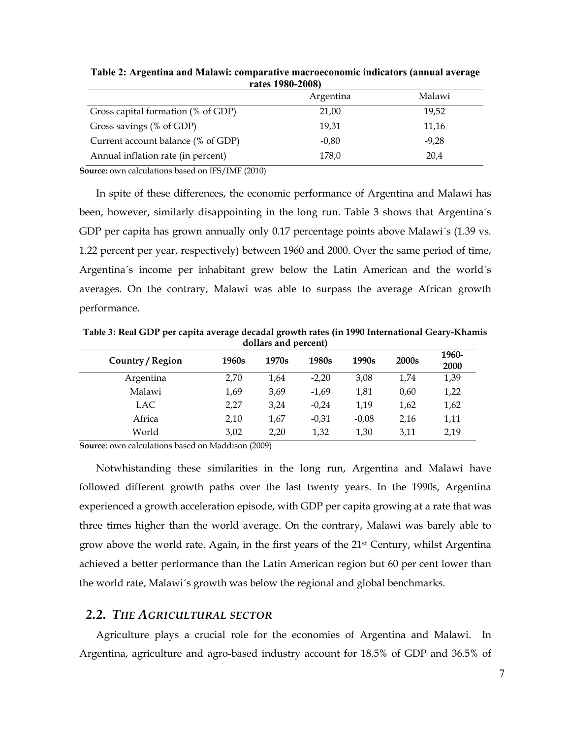**Table 2: Argentina and Malawi: comparative macroeconomic indicators (annual average rates 1980-2008)**

| | Argentina | Malawi |
|---|---|---|
| Gross capital formation (% of GDP) | 21,00 | 19,52 |
| Gross savings (% of GDP) | 19,31 | 11,16 |
| Current account balance (% of GDP) | -0,80 | -9,28 |
| Annual inflation rate (in percent) | 178,0 | 20,4 |

**Source:** own calculations based on IFS/IMF (2010)

In spite of these differences, the economic performance of Argentina and Malawi has been, however, similarly disappointing in the long run. Table 3 shows that Argentina´s GDP per capita has grown annually only 0.17 percentage points above Malawi´s (1.39 vs. 1.22 percent per year, respectively) between 1960 and 2000. Over the same period of time, Argentina´s income per inhabitant grew below the Latin American and the world´s averages. On the contrary, Malawi was able to surpass the average African growth performance.

**Table 3: Real GDP per capita average decadal growth rates (in 1990 International Geary-Khamis dollars and percent)**

| Country / Region | 1960s | 1970s | 1980s | 1990s | 2000s | 1960-2000 |
|---|---|---|---|---|---|---|
| Argentina | 2,70 | 1,64 | -2,20 | 3,08 | 1,74 | 1,39 |
| Malawi | 1,69 | 3,69 | -1,69 | 1,81 | 0,60 | 1,22 |
| LAC | 2,27 | 3,24 | -0,24 | 1,19 | 1,62 | 1,62 |
| Africa | 2,10 | 1,67 | -0,31 | -0,08 | 2,16 | 1,11 |
| World | 3,02 | 2,20 | 1,32 | 1,30 | 3,11 | 2,19 |

**Source**: own calculations based on Maddison (2009)

Notwhistanding these similarities in the long run, Argentina and Malawi have followed different growth paths over the last twenty years. In the 1990s, Argentina experienced a growth acceleration episode, with GDP per capita growing at a rate that was three times higher than the world average. On the contrary, Malawi was barely able to grow above the world rate. Again, in the first years of the 21st Century, whilst Argentina achieved a better performance than the Latin American region but 60 per cent lower than the world rate, Malawi´s growth was below the regional and global benchmarks.

## 2.2. *THE AGRICULTURAL SECTOR*

Agriculture plays a crucial role for the economies of Argentina and Malawi. In Argentina, agriculture and agro-based industry account for 18.5% of GDP and 36.5% of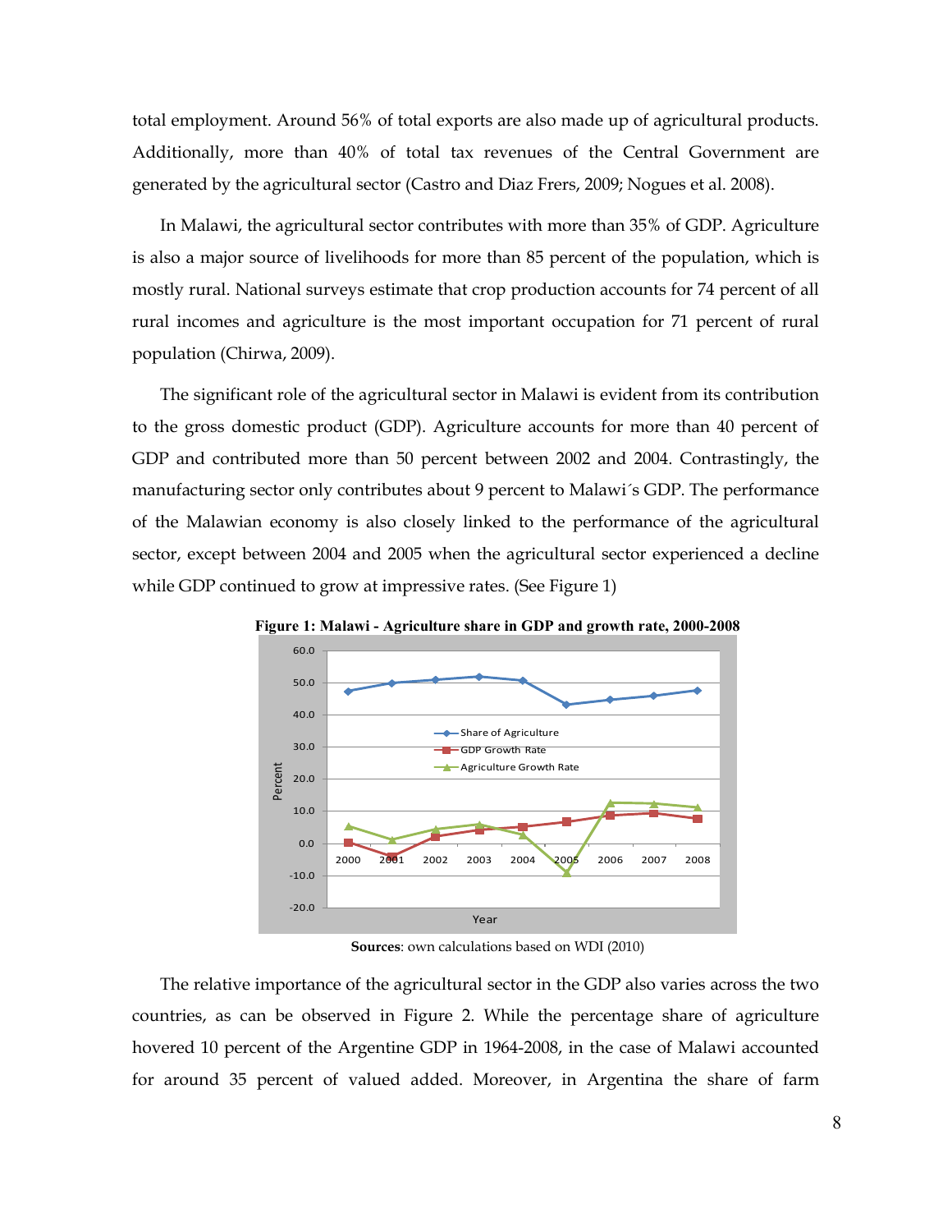total employment. Around 56% of total exports are also made up of agricultural products. Additionally, more than 40% of total tax revenues of the Central Government are generated by the agricultural sector (Castro and Diaz Frers, 2009; Nogues et al. 2008).

In Malawi, the agricultural sector contributes with more than 35% of GDP. Agriculture is also a major source of livelihoods for more than 85 percent of the population, which is mostly rural. National surveys estimate that crop production accounts for 74 percent of all rural incomes and agriculture is the most important occupation for 71 percent of rural population (Chirwa, 2009).

The significant role of the agricultural sector in Malawi is evident from its contribution to the gross domestic product (GDP). Agriculture accounts for more than 40 percent of GDP and contributed more than 50 percent between 2002 and 2004. Contrastingly, the manufacturing sector only contributes about 9 percent to Malawi´s GDP. The performance of the Malawian economy is also closely linked to the performance of the agricultural sector, except between 2004 and 2005 when the agricultural sector experienced a decline while GDP continued to grow at impressive rates. (See Figure 1)

**Figure 1: Malawi - Agriculture share in GDP and growth rate, 2000-2008**

**Sources**: own calculations based on WDI (2010)

The relative importance of the agricultural sector in the GDP also varies across the two countries, as can be observed in Figure 2. While the percentage share of agriculture hovered 10 percent of the Argentine GDP in 1964-2008, in the case of Malawi accounted for around 35 percent of valued added. Moreover, in Argentina the share of farm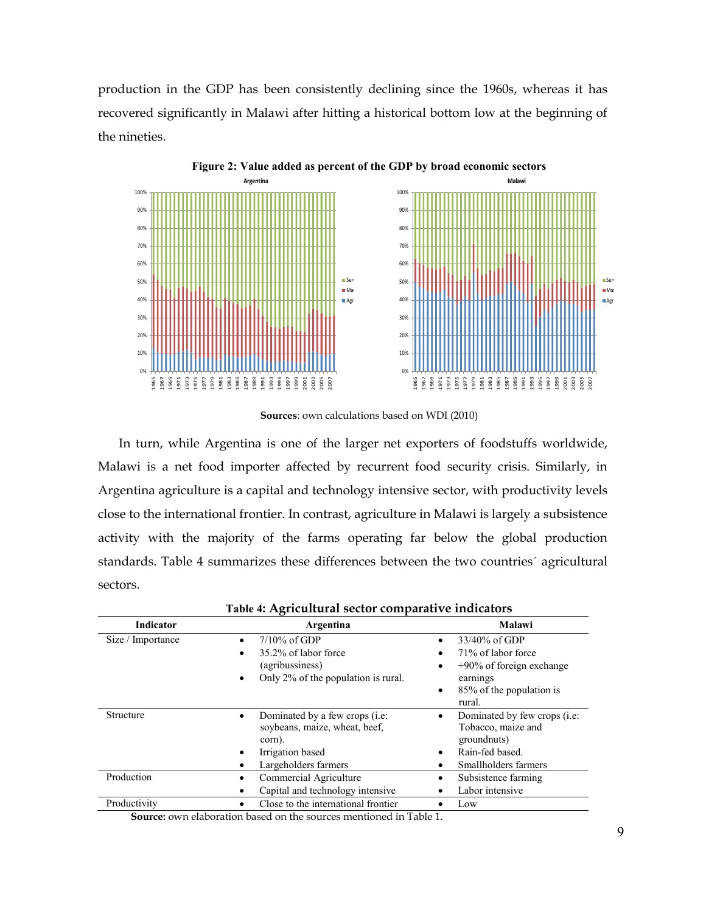production in the GDP has been consistently declining since the 1960s, whereas it has recovered significantly in Malawi after hitting a historical bottom low at the beginning of the nineties.

**Figure 2: Value added as percent of the GDP by broad economic sectors**

**Sources**: own calculations based on WDI (2010)

In turn, while Argentina is one of the larger net exporters of foodstuffs worldwide, Malawi is a net food importer affected by recurrent food security crisis. Similarly, in Argentina agriculture is a capital and technology intensive sector, with productivity levels close to the international frontier. In contrast, agriculture in Malawi is largely a subsistence activity with the majority of the farms operating far below the global production standards. Table 4 summarizes these differences between the two countries´ agricultural sectors.

**Table 4: Agricultural sector comparative indicators**

| Indicator | Argentina | Malawi |
|---|---|---|
| Size / Importance | • 7/10% of GDP<br>• 35.2% of labor force (agribussiness)<br>• Only 2% of the population is rural. | • 33/40% of GDP<br>• 71% of labor force<br>• +90% of foreign exchange earnings<br>• 85% of the population is rural. |
| Structure | • Dominated by a few crops (i.e: soybeans, maize, wheat, beef, corn).<br>• Irrigation based<br>• Largeholders farmers | • Dominated by few crops (i.e: Tobacco, maize and groundnuts)<br>• Rain-fed based.<br>• Smallholders farmers |
| Production | • Commercial Agriculture<br>• Capital and technology intensive | • Subsistence farming<br>• Labor intensive |
| Productivity | • Close to the international frontier | • Low |

**Source:** own elaboration based on the sources mentioned in Table 1.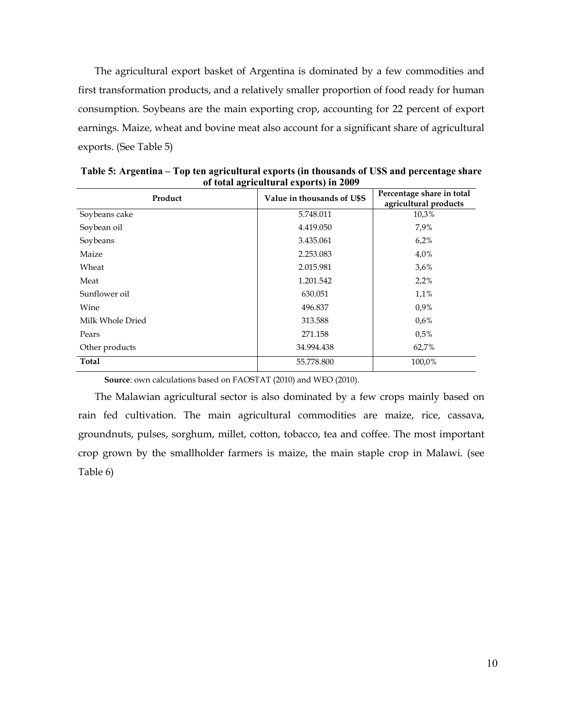The agricultural export basket of Argentina is dominated by a few commodities and first transformation products, and a relatively smaller proportion of food ready for human consumption. Soybeans are the main exporting crop, accounting for 22 percent of export earnings. Maize, wheat and bovine meat also account for a significant share of agricultural exports. (See Table 5)

**Table 5: Argentina – Top ten agricultural exports (in thousands of U$S and percentage share of total agricultural exports) in 2009**

| Product | Value in thousands of U$S | Percentage share in total agricultural products |
|---|---|---|
| Soybeans cake | 5.748.011 | 10,3% |
| Soybean oil | 4.419.050 | 7,9% |
| Soybeans | 3.435.061 | 6,2% |
| Maize | 2.253.083 | 4,0% |
| Wheat | 2.015.981 | 3,6% |
| Meat | 1.201.542 | 2,2% |
| Sunflower oil | 630.051 | 1,1% |
| Wine | 496.837 | 0,9% |
| Milk Whole Dried | 313.588 | 0,6% |
| Pears | 271.158 | 0,5% |
| Other products | 34.994.438 | 62,7% |
| **Total** | 55.778.800 | 100,0% |

**Source**: own calculations based on FAOSTAT (2010) and WEO (2010).

The Malawian agricultural sector is also dominated by a few crops mainly based on rain fed cultivation. The main agricultural commodities are maize, rice, cassava, groundnuts, pulses, sorghum, millet, cotton, tobacco, tea and coffee. The most important crop grown by the smallholder farmers is maize, the main staple crop in Malawi. (see Table 6)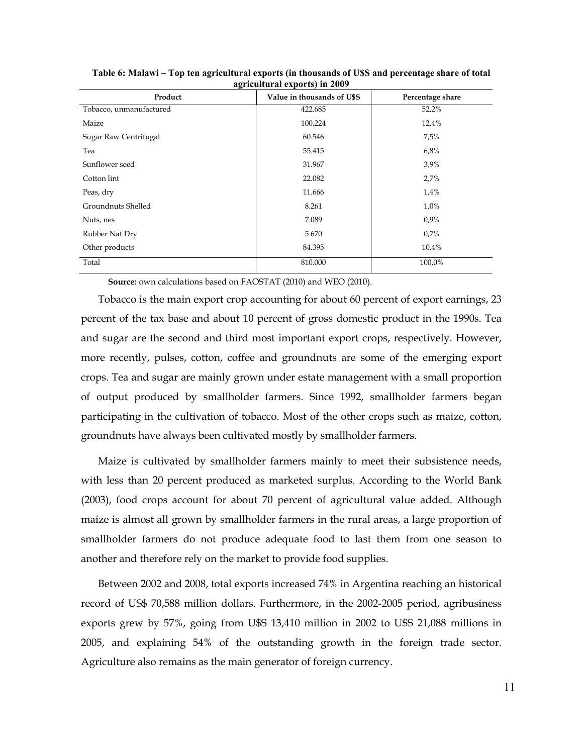**Table 6: Malawi – Top ten agricultural exports (in thousands of U$S and percentage share of total agricultural exports) in 2009**

| Product | Value in thousands of U$S | Percentage share |
|---|---|---|
| Tobacco, unmanufactured | 422.685 | 52,2% |
| Maize | 100.224 | 12,4% |
| Sugar Raw Centrifugal | 60.546 | 7,5% |
| Tea | 55.415 | 6,8% |
| Sunflower seed | 31.967 | 3,9% |
| Cotton lint | 22.082 | 2,7% |
| Peas, dry | 11.666 | 1,4% |
| Groundnuts Shelled | 8.261 | 1,0% |
| Nuts, nes | 7.089 | 0,9% |
| Rubber Nat Dry | 5.670 | 0,7% |
| Other products | 84.395 | 10,4% |
| Total | 810.000 | 100,0% |

**Source:** own calculations based on FAOSTAT (2010) and WEO (2010).

Tobacco is the main export crop accounting for about 60 percent of export earnings, 23 percent of the tax base and about 10 percent of gross domestic product in the 1990s. Tea and sugar are the second and third most important export crops, respectively. However, more recently, pulses, cotton, coffee and groundnuts are some of the emerging export crops. Tea and sugar are mainly grown under estate management with a small proportion of output produced by smallholder farmers. Since 1992, smallholder farmers began participating in the cultivation of tobacco. Most of the other crops such as maize, cotton, groundnuts have always been cultivated mostly by smallholder farmers.

Maize is cultivated by smallholder farmers mainly to meet their subsistence needs, with less than 20 percent produced as marketed surplus. According to the World Bank (2003), food crops account for about 70 percent of agricultural value added. Although maize is almost all grown by smallholder farmers in the rural areas, a large proportion of smallholder farmers do not produce adequate food to last them from one season to another and therefore rely on the market to provide food supplies.

Between 2002 and 2008, total exports increased 74% in Argentina reaching an historical record of US$ 70,588 million dollars. Furthermore, in the 2002-2005 period, agribusiness exports grew by 57%, going from U$S 13,410 million in 2002 to U$S 21,088 millions in 2005, and explaining 54% of the outstanding growth in the foreign trade sector. Agriculture also remains as the main generator of foreign currency.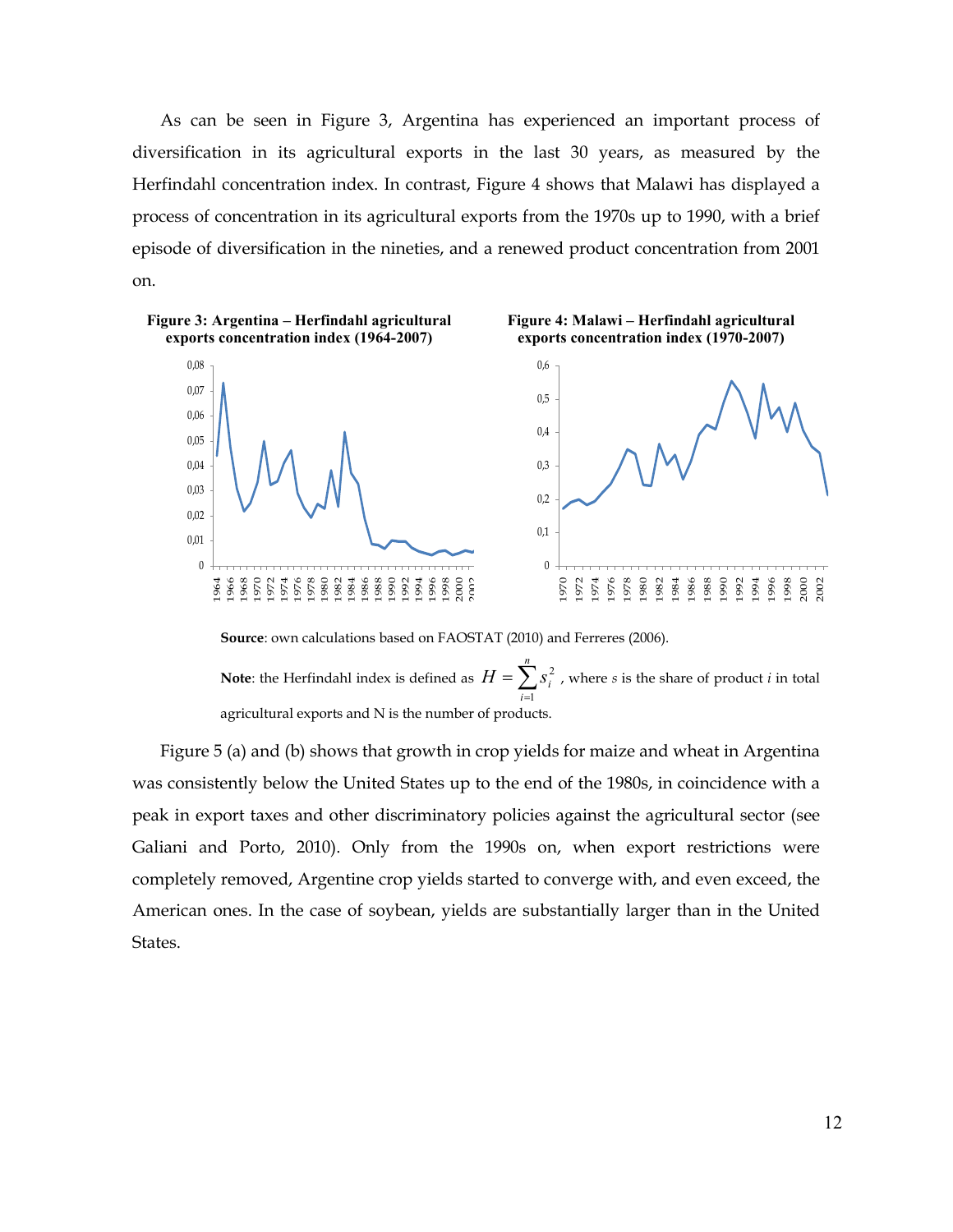As can be seen in Figure 3, Argentina has experienced an important process of diversification in its agricultural exports in the last 30 years, as measured by the Herfindahl concentration index. In contrast, Figure 4 shows that Malawi has displayed a process of concentration in its agricultural exports from the 1970s up to 1990, with a brief episode of diversification in the nineties, and a renewed product concentration from 2001 on.

**Figure 3: Argentina – Herfindahl agricultural exports concentration index (1964-2007)**

**Figure 4: Malawi – Herfindahl agricultural exports concentration index (1970-2007)**

**Source**: own calculations based on FAOSTAT (2010) and Ferreres (2006).

**Note**: the Herfindahl index is defined as $H = \sum_{i=1}^{n} s_i^2$ , where $s$ is the share of product $i$ in total agricultural exports and N is the number of products.

Figure 5 (a) and (b) shows that growth in crop yields for maize and wheat in Argentina was consistently below the United States up to the end of the 1980s, in coincidence with a peak in export taxes and other discriminatory policies against the agricultural sector (see Galiani and Porto, 2010). Only from the 1990s on, when export restrictions were completely removed, Argentine crop yields started to converge with, and even exceed, the American ones. In the case of soybean, yields are substantially larger than in the United States.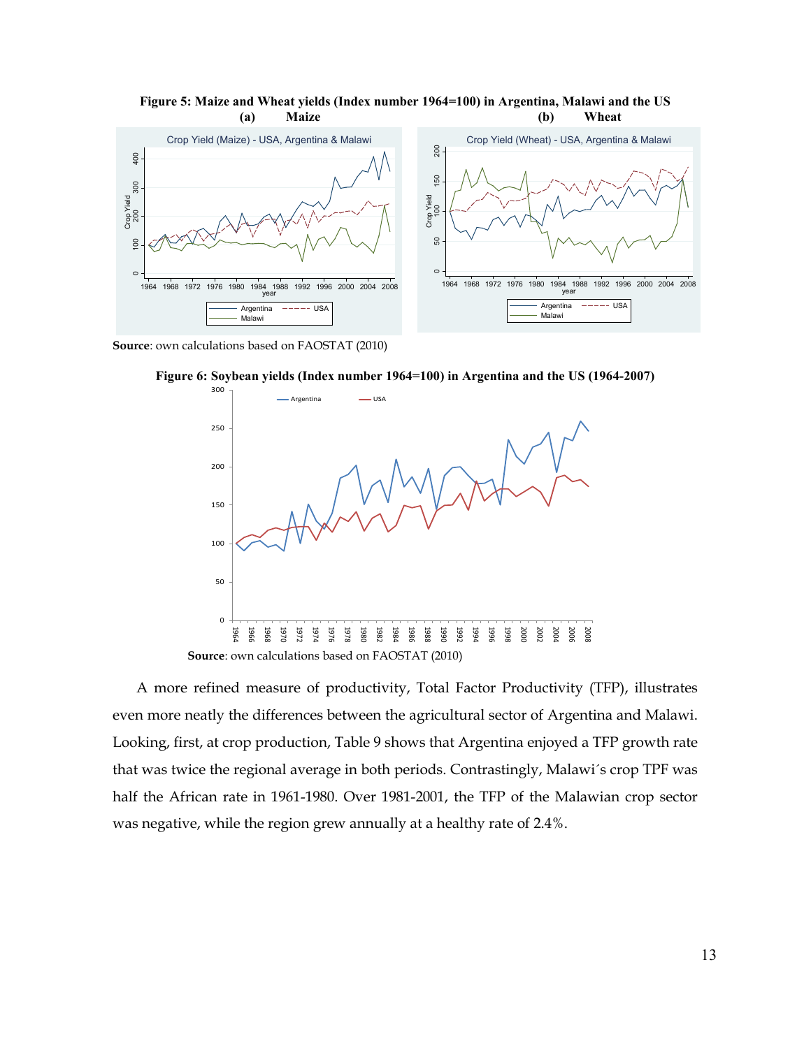**Figure 5: Maize and Wheat yields (Index number 1964=100) in Argentina, Malawi and the US**

(a) Maize (b) Wheat

**Source**: own calculations based on FAOSTAT (2010)

**Figure 6: Soybean yields (Index number 1964=100) in Argentina and the US (1964-2007)**

**Source**: own calculations based on FAOSTAT (2010)

A more refined measure of productivity, Total Factor Productivity (TFP), illustrates even more neatly the differences between the agricultural sector of Argentina and Malawi. Looking, first, at crop production, Table 9 shows that Argentina enjoyed a TFP growth rate that was twice the regional average in both periods. Contrastingly, Malawi´s crop TPF was half the African rate in 1961-1980. Over 1981-2001, the TFP of the Malawian crop sector was negative, while the region grew annually at a healthy rate of 2.4%.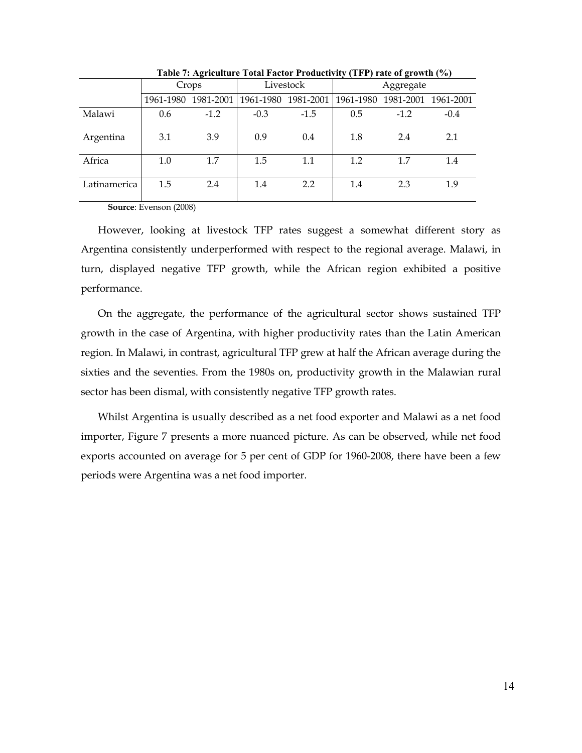**Table 7: Agriculture Total Factor Productivity (TFP) rate of growth (%)**

| | Crops | | Livestock | | Aggregate | | |
|---|---|---|---|---|---|---|---|
| | 1961-1980 | 1981-2001 | 1961-1980 | 1981-2001 | 1961-1980 | 1981-2001 | 1961-2001 |
| Malawi | 0.6 | -1.2 | -0.3 | -1.5 | 0.5 | -1.2 | -0.4 |
| Argentina | 3.1 | 3.9 | 0.9 | 0.4 | 1.8 | 2.4 | 2.1 |
| Africa | 1.0 | 1.7 | 1.5 | 1.1 | 1.2 | 1.7 | 1.4 |
| Latinamerica | 1.5 | 2.4 | 1.4 | 2.2 | 1.4 | 2.3 | 1.9 |

**Source**: Evenson (2008)

However, looking at livestock TFP rates suggest a somewhat different story as Argentina consistently underperformed with respect to the regional average. Malawi, in turn, displayed negative TFP growth, while the African region exhibited a positive performance.

On the aggregate, the performance of the agricultural sector shows sustained TFP growth in the case of Argentina, with higher productivity rates than the Latin American region. In Malawi, in contrast, agricultural TFP grew at half the African average during the sixties and the seventies. From the 1980s on, productivity growth in the Malawian rural sector has been dismal, with consistently negative TFP growth rates.

Whilst Argentina is usually described as a net food exporter and Malawi as a net food importer, Figure 7 presents a more nuanced picture. As can be observed, while net food exports accounted on average for 5 per cent of GDP for 1960-2008, there have been a few periods were Argentina was a net food importer.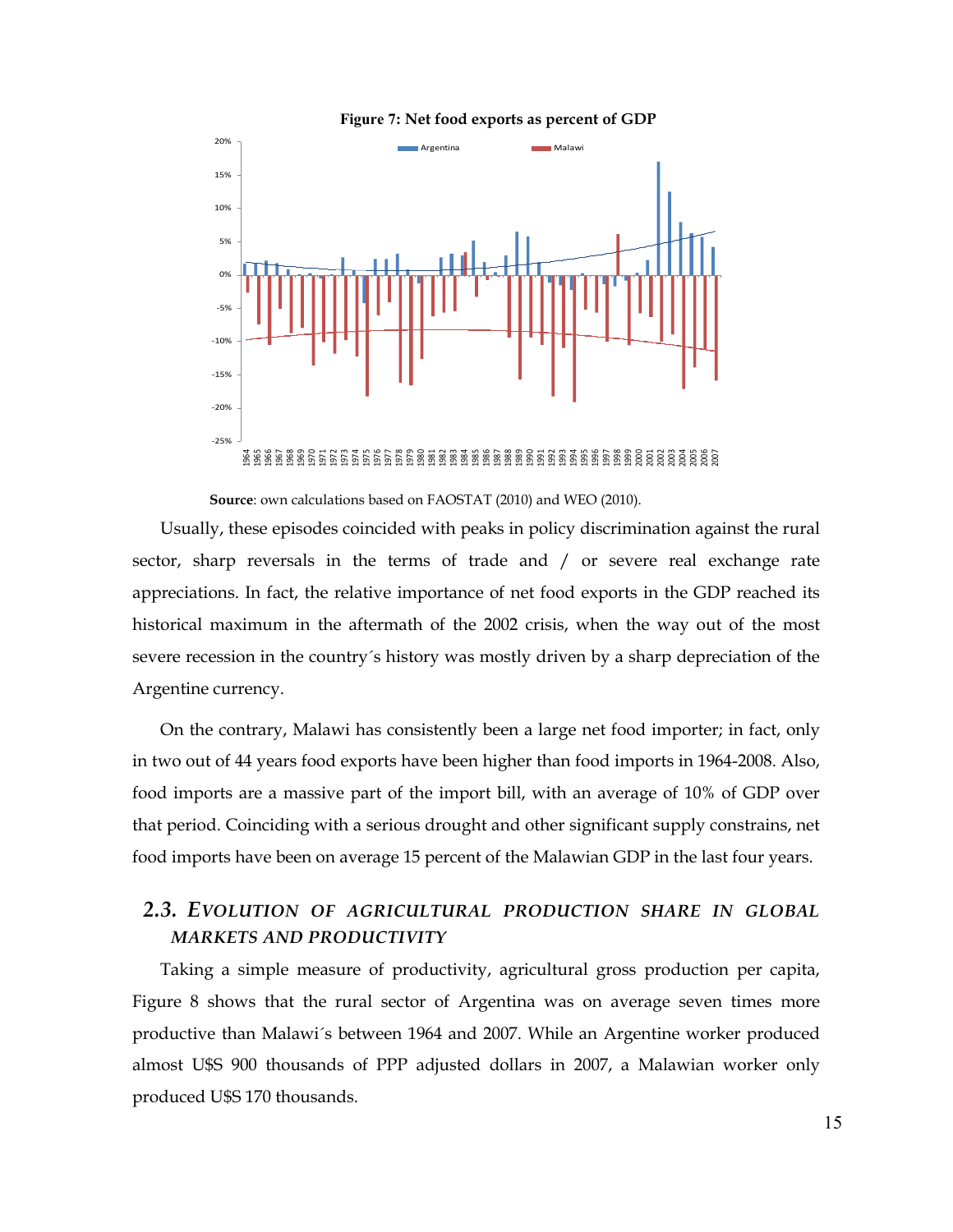**Figure 7: Net food exports as percent of GDP**

**Source**: own calculations based on FAOSTAT (2010) and WEO (2010).

Usually, these episodes coincided with peaks in policy discrimination against the rural sector, sharp reversals in the terms of trade and / or severe real exchange rate appreciations. In fact, the relative importance of net food exports in the GDP reached its historical maximum in the aftermath of the 2002 crisis, when the way out of the most severe recession in the country´s history was mostly driven by a sharp depreciation of the Argentine currency.

On the contrary, Malawi has consistently been a large net food importer; in fact, only in two out of 44 years food exports have been higher than food imports in 1964-2008. Also, food imports are a massive part of the import bill, with an average of 10% of GDP over that period. Coinciding with a serious drought and other significant supply constrains, net food imports have been on average 15 percent of the Malawian GDP in the last four years.

## 2.3. *EVOLUTION OF AGRICULTURAL PRODUCTION SHARE IN GLOBAL MARKETS AND PRODUCTIVITY*

Taking a simple measure of productivity, agricultural gross production per capita, Figure 8 shows that the rural sector of Argentina was on average seven times more productive than Malawi´s between 1964 and 2007. While an Argentine worker produced almost U$S 900 thousands of PPP adjusted dollars in 2007, a Malawian worker only produced U$S 170 thousands.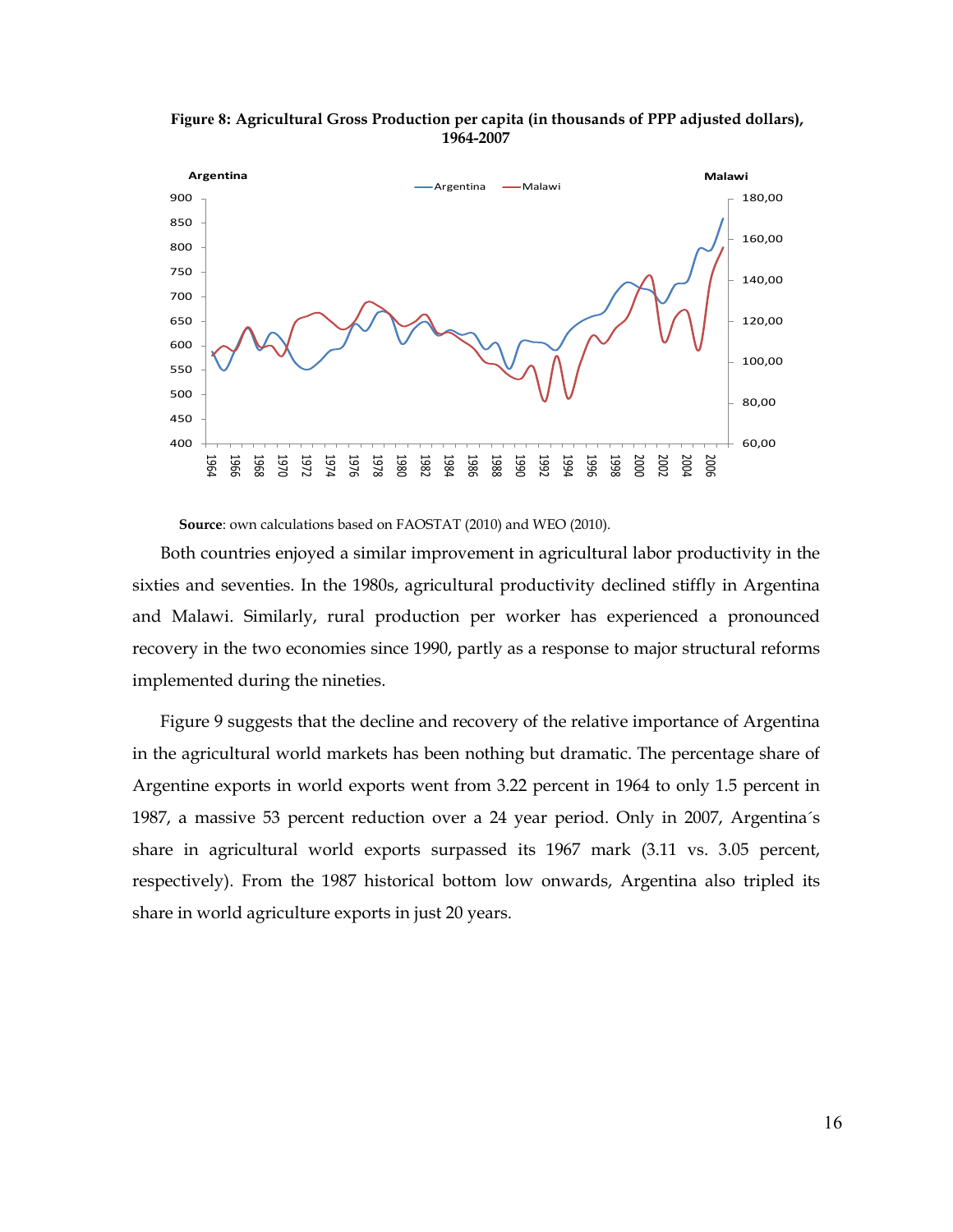**Figure 8: Agricultural Gross Production per capita (in thousands of PPP adjusted dollars), 1964-2007**

**Source**: own calculations based on FAOSTAT (2010) and WEO (2010).

Both countries enjoyed a similar improvement in agricultural labor productivity in the sixties and seventies. In the 1980s, agricultural productivity declined stiffly in Argentina and Malawi. Similarly, rural production per worker has experienced a pronounced recovery in the two economies since 1990, partly as a response to major structural reforms implemented during the nineties.

Figure 9 suggests that the decline and recovery of the relative importance of Argentina in the agricultural world markets has been nothing but dramatic. The percentage share of Argentine exports in world exports went from 3.22 percent in 1964 to only 1.5 percent in 1987, a massive 53 percent reduction over a 24 year period. Only in 2007, Argentina´s share in agricultural world exports surpassed its 1967 mark (3.11 vs. 3.05 percent, respectively). From the 1987 historical bottom low onwards, Argentina also tripled its share in world agriculture exports in just 20 years.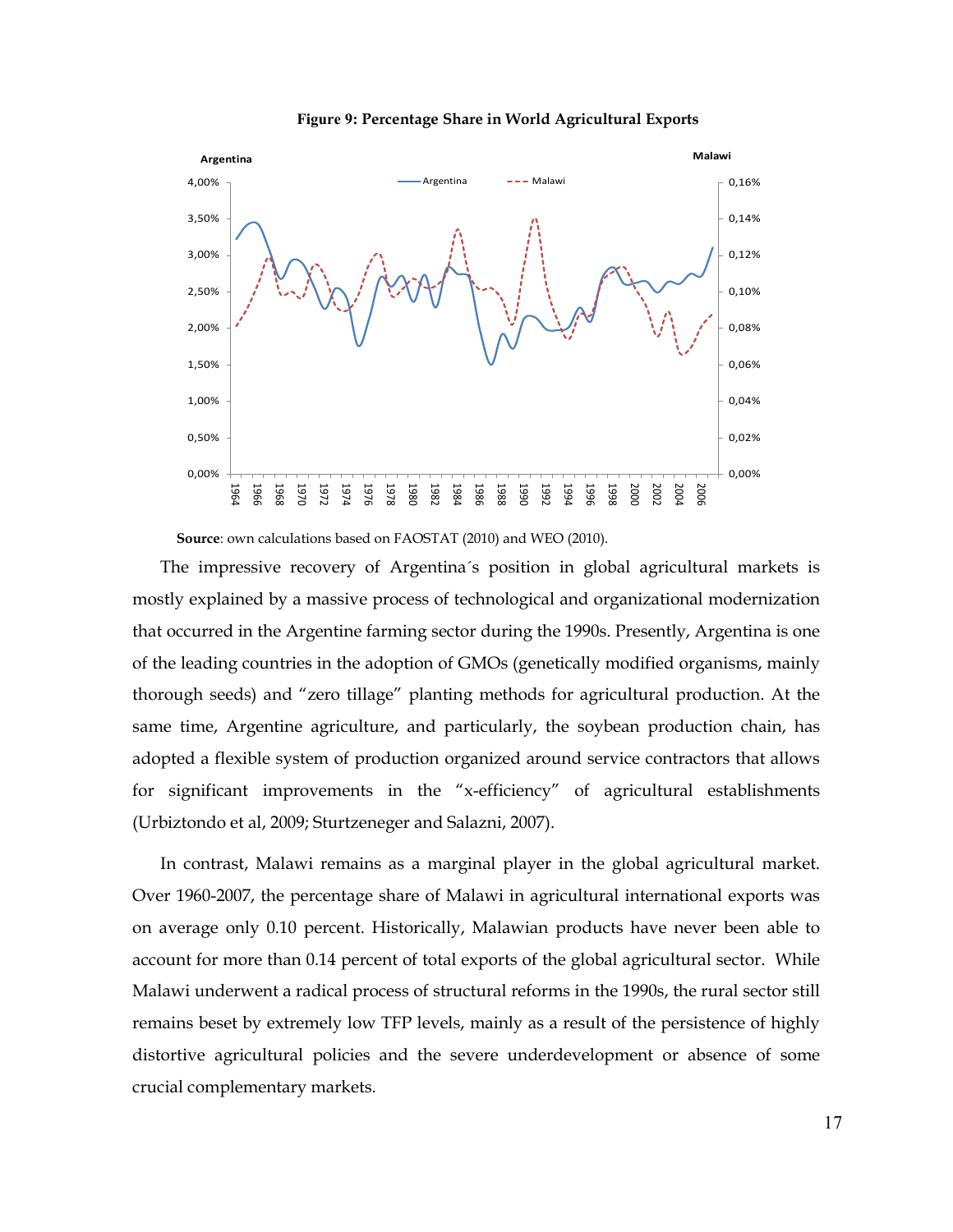**Figure 9: Percentage Share in World Agricultural Exports**

**Source**: own calculations based on FAOSTAT (2010) and WEO (2010).

The impressive recovery of Argentina´s position in global agricultural markets is mostly explained by a massive process of technological and organizational modernization that occurred in the Argentine farming sector during the 1990s. Presently, Argentina is one of the leading countries in the adoption of GMOs (genetically modified organisms, mainly thorough seeds) and "zero tillage" planting methods for agricultural production. At the same time, Argentine agriculture, and particularly, the soybean production chain, has adopted a flexible system of production organized around service contractors that allows for significant improvements in the "x-efficiency" of agricultural establishments (Urbiztondo et al, 2009; Sturtzeneger and Salazni, 2007).

In contrast, Malawi remains as a marginal player in the global agricultural market. Over 1960-2007, the percentage share of Malawi in agricultural international exports was on average only 0.10 percent. Historically, Malawian products have never been able to account for more than 0.14 percent of total exports of the global agricultural sector. While Malawi underwent a radical process of structural reforms in the 1990s, the rural sector still remains beset by extremely low TFP levels, mainly as a result of the persistence of highly distortive agricultural policies and the severe underdevelopment or absence of some crucial complementary markets.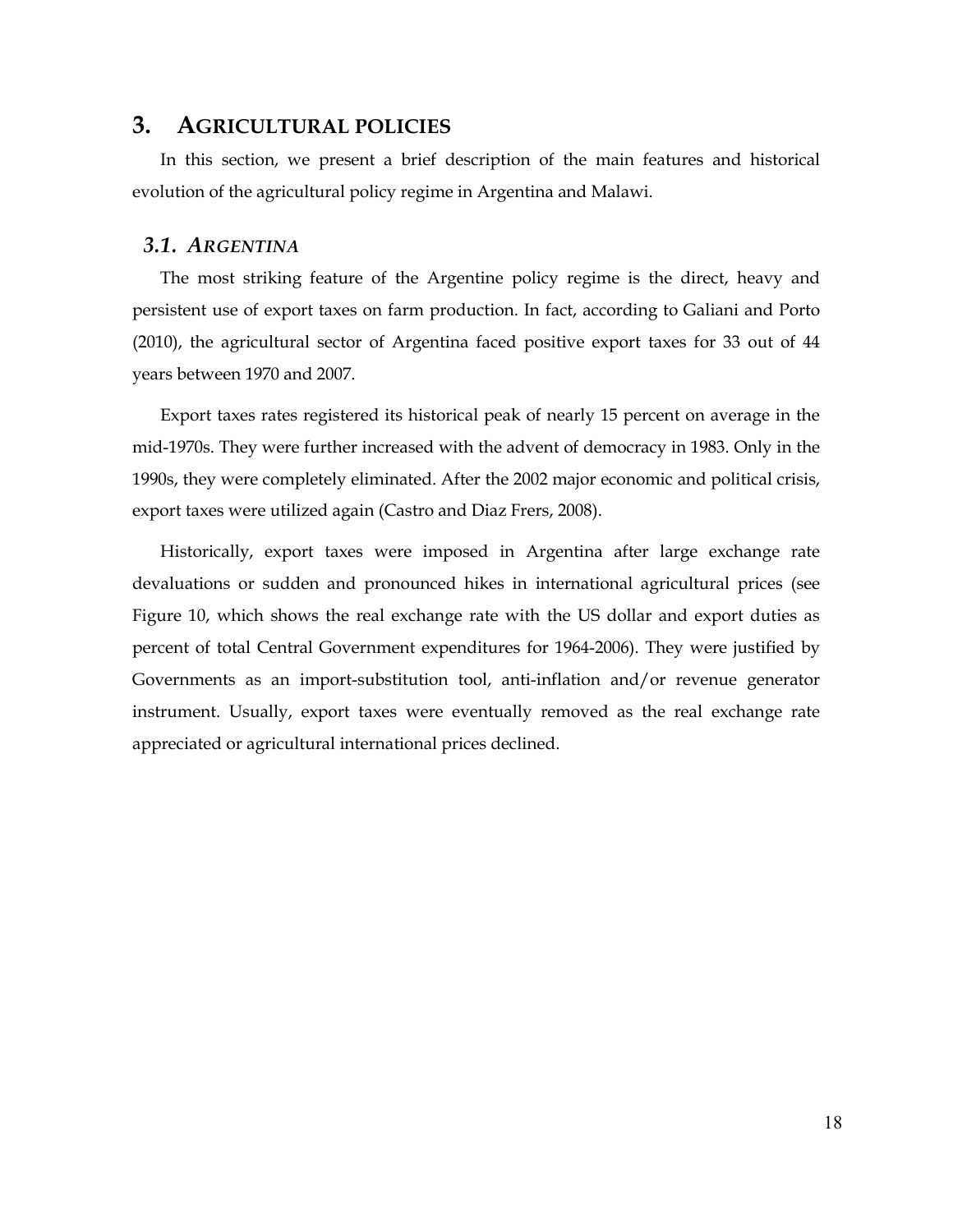## 3. AGRICULTURAL POLICIES

In this section, we present a brief description of the main features and historical evolution of the agricultural policy regime in Argentina and Malawi.

### *3.1. ARGENTINA*

The most striking feature of the Argentine policy regime is the direct, heavy and persistent use of export taxes on farm production. In fact, according to Galiani and Porto (2010), the agricultural sector of Argentina faced positive export taxes for 33 out of 44 years between 1970 and 2007.

Export taxes rates registered its historical peak of nearly 15 percent on average in the mid-1970s. They were further increased with the advent of democracy in 1983. Only in the 1990s, they were completely eliminated. After the 2002 major economic and political crisis, export taxes were utilized again (Castro and Diaz Frers, 2008).

Historically, export taxes were imposed in Argentina after large exchange rate devaluations or sudden and pronounced hikes in international agricultural prices (see Figure 10, which shows the real exchange rate with the US dollar and export duties as percent of total Central Government expenditures for 1964-2006). They were justified by Governments as an import-substitution tool, anti-inflation and/or revenue generator instrument. Usually, export taxes were eventually removed as the real exchange rate appreciated or agricultural international prices declined.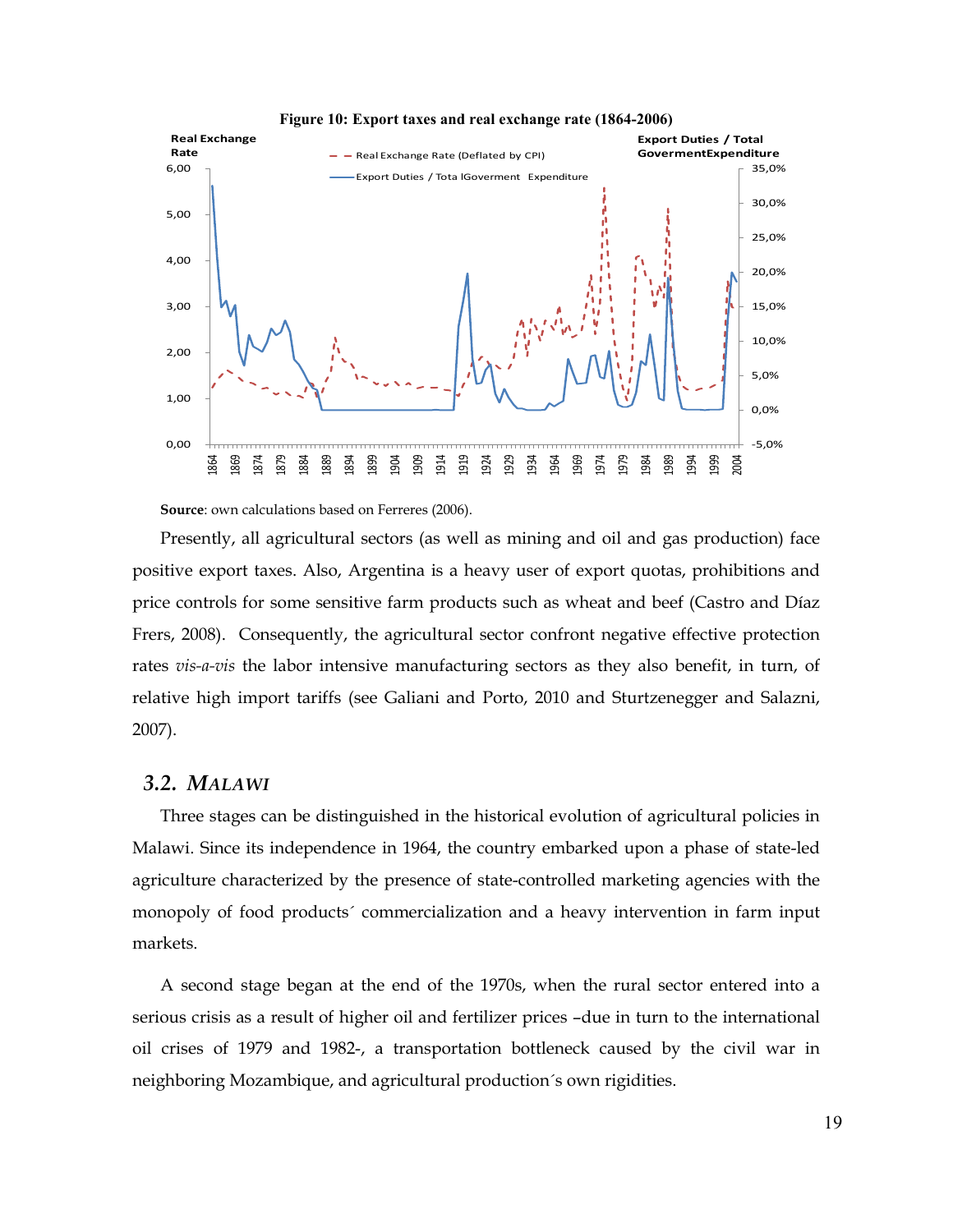**Figure 10: Export taxes and real exchange rate (1864-2006)**

**Source**: own calculations based on Ferreres (2006).

Presently, all agricultural sectors (as well as mining and oil and gas production) face positive export taxes. Also, Argentina is a heavy user of export quotas, prohibitions and price controls for some sensitive farm products such as wheat and beef (Castro and Díaz Frers, 2008). Consequently, the agricultural sector confront negative effective protection rates *vis-a-vis* the labor intensive manufacturing sectors as they also benefit, in turn, of relative high import tariffs (see Galiani and Porto, 2010 and Sturtzenegger and Salazni, 2007).

## 3.2. *MALAWI*

Three stages can be distinguished in the historical evolution of agricultural policies in Malawi. Since its independence in 1964, the country embarked upon a phase of state-led agriculture characterized by the presence of state-controlled marketing agencies with the monopoly of food products´ commercialization and a heavy intervention in farm input markets.

A second stage began at the end of the 1970s, when the rural sector entered into a serious crisis as a result of higher oil and fertilizer prices –due in turn to the international oil crises of 1979 and 1982-, a transportation bottleneck caused by the civil war in neighboring Mozambique, and agricultural production´s own rigidities.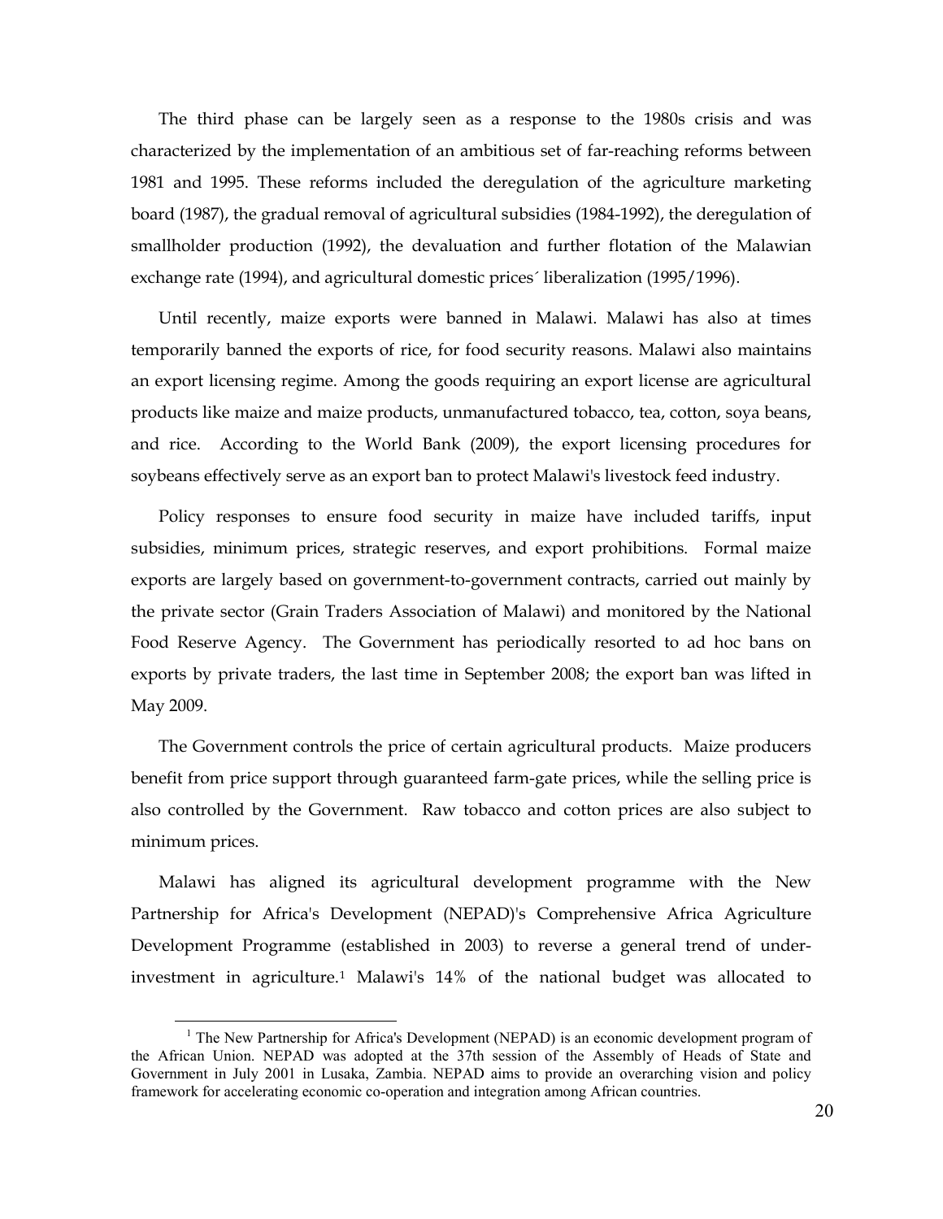The third phase can be largely seen as a response to the 1980s crisis and was characterized by the implementation of an ambitious set of far-reaching reforms between 1981 and 1995. These reforms included the deregulation of the agriculture marketing board (1987), the gradual removal of agricultural subsidies (1984-1992), the deregulation of smallholder production (1992), the devaluation and further flotation of the Malawian exchange rate (1994), and agricultural domestic prices´ liberalization (1995/1996).

Until recently, maize exports were banned in Malawi. Malawi has also at times temporarily banned the exports of rice, for food security reasons. Malawi also maintains an export licensing regime. Among the goods requiring an export license are agricultural products like maize and maize products, unmanufactured tobacco, tea, cotton, soya beans, and rice. According to the World Bank (2009), the export licensing procedures for soybeans effectively serve as an export ban to protect Malawi's livestock feed industry.

Policy responses to ensure food security in maize have included tariffs, input subsidies, minimum prices, strategic reserves, and export prohibitions. Formal maize exports are largely based on government-to-government contracts, carried out mainly by the private sector (Grain Traders Association of Malawi) and monitored by the National Food Reserve Agency. The Government has periodically resorted to ad hoc bans on exports by private traders, the last time in September 2008; the export ban was lifted in May 2009.

The Government controls the price of certain agricultural products. Maize producers benefit from price support through guaranteed farm-gate prices, while the selling price is also controlled by the Government. Raw tobacco and cotton prices are also subject to minimum prices.

Malawi has aligned its agricultural development programme with the New Partnership for Africa's Development (NEPAD)'s Comprehensive Africa Agriculture Development Programme (established in 2003) to reverse a general trend of under-investment in agriculture.[1] Malawi's 14% of the national budget was allocated to

[1] The New Partnership for Africa's Development (NEPAD) is an economic development program of the African Union. NEPAD was adopted at the 37th session of the Assembly of Heads of State and Government in July 2001 in Lusaka, Zambia. NEPAD aims to provide an overarching vision and policy framework for accelerating economic co-operation and integration among African countries.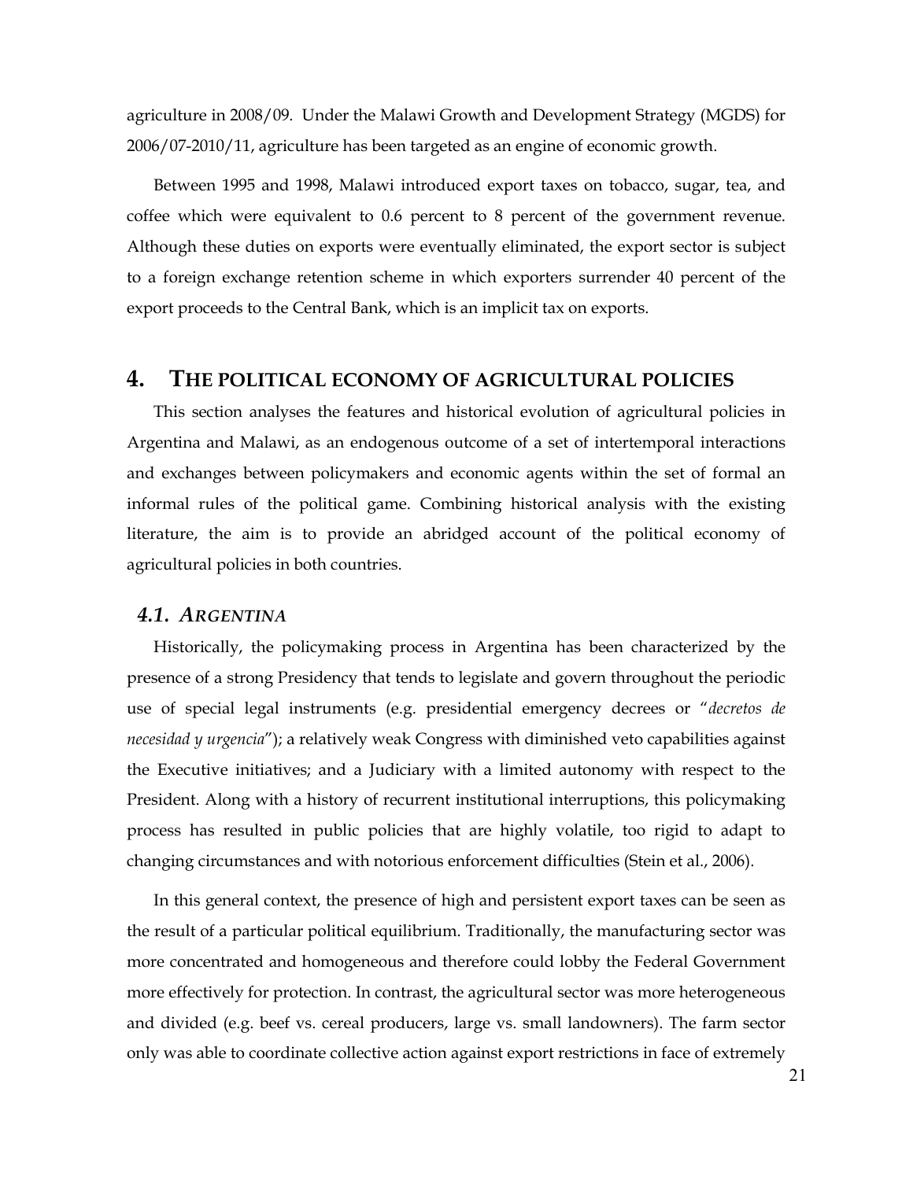agriculture in 2008/09. Under the Malawi Growth and Development Strategy (MGDS) for 2006/07-2010/11, agriculture has been targeted as an engine of economic growth.

Between 1995 and 1998, Malawi introduced export taxes on tobacco, sugar, tea, and coffee which were equivalent to 0.6 percent to 8 percent of the government revenue. Although these duties on exports were eventually eliminated, the export sector is subject to a foreign exchange retention scheme in which exporters surrender 40 percent of the export proceeds to the Central Bank, which is an implicit tax on exports.

# 4. THE POLITICAL ECONOMY OF AGRICULTURAL POLICIES

This section analyses the features and historical evolution of agricultural policies in Argentina and Malawi, as an endogenous outcome of a set of intertemporal interactions and exchanges between policymakers and economic agents within the set of formal an informal rules of the political game. Combining historical analysis with the existing literature, the aim is to provide an abridged account of the political economy of agricultural policies in both countries.

## *4.1. ARGENTINA*

Historically, the policymaking process in Argentina has been characterized by the presence of a strong Presidency that tends to legislate and govern throughout the periodic use of special legal instruments (e.g. presidential emergency decrees or "*decretos de necesidad y urgencia*"); a relatively weak Congress with diminished veto capabilities against the Executive initiatives; and a Judiciary with a limited autonomy with respect to the President. Along with a history of recurrent institutional interruptions, this policymaking process has resulted in public policies that are highly volatile, too rigid to adapt to changing circumstances and with notorious enforcement difficulties (Stein et al., 2006).

In this general context, the presence of high and persistent export taxes can be seen as the result of a particular political equilibrium. Traditionally, the manufacturing sector was more concentrated and homogeneous and therefore could lobby the Federal Government more effectively for protection. In contrast, the agricultural sector was more heterogeneous and divided (e.g. beef vs. cereal producers, large vs. small landowners). The farm sector only was able to coordinate collective action against export restrictions in face of extremely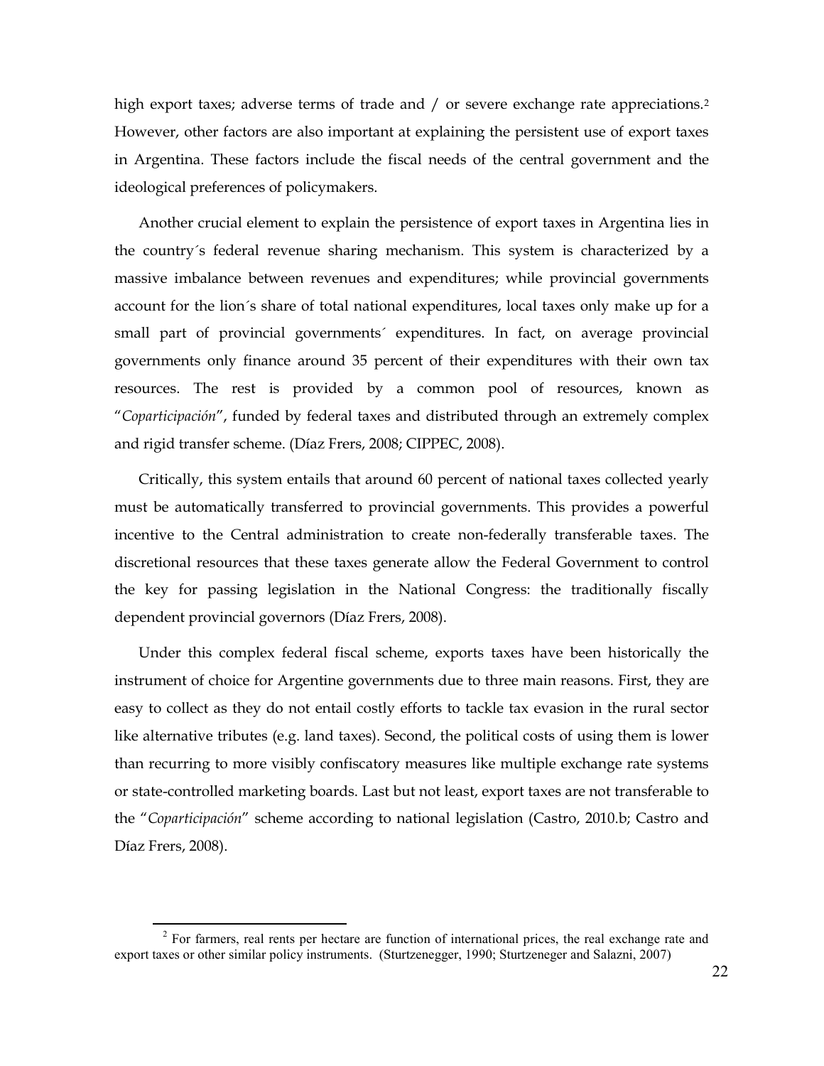high export taxes; adverse terms of trade and / or severe exchange rate appreciations.[2] However, other factors are also important at explaining the persistent use of export taxes in Argentina. These factors include the fiscal needs of the central government and the ideological preferences of policymakers.

Another crucial element to explain the persistence of export taxes in Argentina lies in the country´s federal revenue sharing mechanism. This system is characterized by a massive imbalance between revenues and expenditures; while provincial governments account for the lion´s share of total national expenditures, local taxes only make up for a small part of provincial governments´ expenditures. In fact, on average provincial governments only finance around 35 percent of their expenditures with their own tax resources. The rest is provided by a common pool of resources, known as "*Coparticipación*", funded by federal taxes and distributed through an extremely complex and rigid transfer scheme. (Díaz Frers, 2008; CIPPEC, 2008).

Critically, this system entails that around 60 percent of national taxes collected yearly must be automatically transferred to provincial governments. This provides a powerful incentive to the Central administration to create non-federally transferable taxes. The discretional resources that these taxes generate allow the Federal Government to control the key for passing legislation in the National Congress: the traditionally fiscally dependent provincial governors (Díaz Frers, 2008).

Under this complex federal fiscal scheme, exports taxes have been historically the instrument of choice for Argentine governments due to three main reasons. First, they are easy to collect as they do not entail costly efforts to tackle tax evasion in the rural sector like alternative tributes (e.g. land taxes). Second, the political costs of using them is lower than recurring to more visibly confiscatory measures like multiple exchange rate systems or state-controlled marketing boards. Last but not least, export taxes are not transferable to the "*Coparticipación*" scheme according to national legislation (Castro, 2010.b; Castro and Díaz Frers, 2008).

[2] For farmers, real rents per hectare are function of international prices, the real exchange rate and export taxes or other similar policy instruments. (Sturtzenegger, 1990; Sturtzeneger and Salazni, 2007)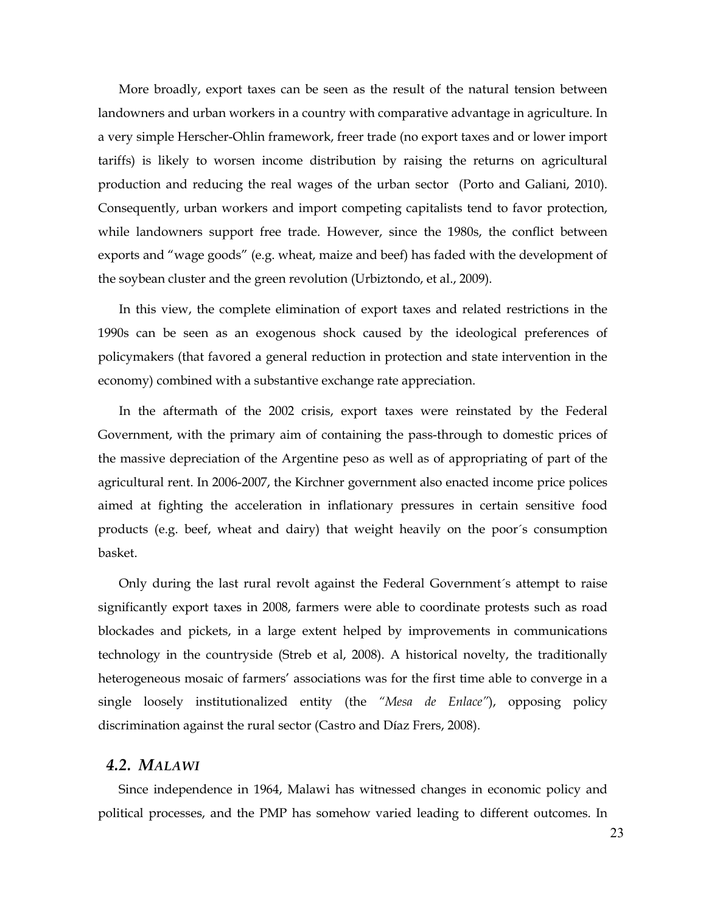More broadly, export taxes can be seen as the result of the natural tension between landowners and urban workers in a country with comparative advantage in agriculture. In a very simple Herscher-Ohlin framework, freer trade (no export taxes and or lower import tariffs) is likely to worsen income distribution by raising the returns on agricultural production and reducing the real wages of the urban sector (Porto and Galiani, 2010). Consequently, urban workers and import competing capitalists tend to favor protection, while landowners support free trade. However, since the 1980s, the conflict between exports and "wage goods" (e.g. wheat, maize and beef) has faded with the development of the soybean cluster and the green revolution (Urbiztondo, et al., 2009).

In this view, the complete elimination of export taxes and related restrictions in the 1990s can be seen as an exogenous shock caused by the ideological preferences of policymakers (that favored a general reduction in protection and state intervention in the economy) combined with a substantive exchange rate appreciation.

In the aftermath of the 2002 crisis, export taxes were reinstated by the Federal Government, with the primary aim of containing the pass-through to domestic prices of the massive depreciation of the Argentine peso as well as of appropriating of part of the agricultural rent. In 2006-2007, the Kirchner government also enacted income price polices aimed at fighting the acceleration in inflationary pressures in certain sensitive food products (e.g. beef, wheat and dairy) that weight heavily on the poor´s consumption basket.

Only during the last rural revolt against the Federal Government´s attempt to raise significantly export taxes in 2008, farmers were able to coordinate protests such as road blockades and pickets, in a large extent helped by improvements in communications technology in the countryside (Streb et al, 2008). A historical novelty, the traditionally heterogeneous mosaic of farmers' associations was for the first time able to converge in a single loosely institutionalized entity (the *"Mesa de Enlace"*), opposing policy discrimination against the rural sector (Castro and Díaz Frers, 2008).

### 4.2. *MALAWI*

Since independence in 1964, Malawi has witnessed changes in economic policy and political processes, and the PMP has somehow varied leading to different outcomes. In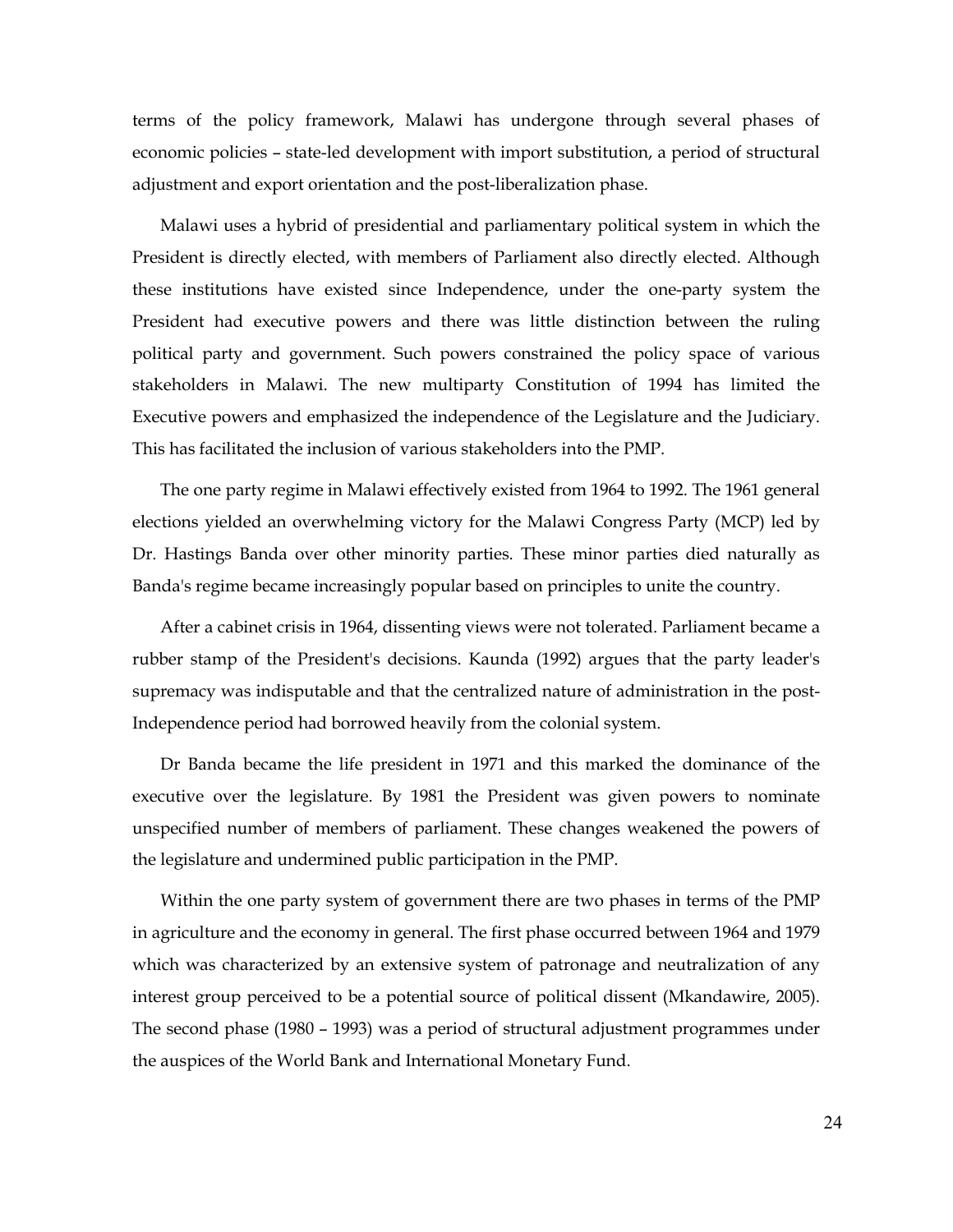terms of the policy framework, Malawi has undergone through several phases of economic policies – state-led development with import substitution, a period of structural adjustment and export orientation and the post-liberalization phase.

Malawi uses a hybrid of presidential and parliamentary political system in which the President is directly elected, with members of Parliament also directly elected. Although these institutions have existed since Independence, under the one-party system the President had executive powers and there was little distinction between the ruling political party and government. Such powers constrained the policy space of various stakeholders in Malawi. The new multiparty Constitution of 1994 has limited the Executive powers and emphasized the independence of the Legislature and the Judiciary. This has facilitated the inclusion of various stakeholders into the PMP.

The one party regime in Malawi effectively existed from 1964 to 1992. The 1961 general elections yielded an overwhelming victory for the Malawi Congress Party (MCP) led by Dr. Hastings Banda over other minority parties. These minor parties died naturally as Banda's regime became increasingly popular based on principles to unite the country.

After a cabinet crisis in 1964, dissenting views were not tolerated. Parliament became a rubber stamp of the President's decisions. Kaunda (1992) argues that the party leader's supremacy was indisputable and that the centralized nature of administration in the post-Independence period had borrowed heavily from the colonial system.

Dr Banda became the life president in 1971 and this marked the dominance of the executive over the legislature. By 1981 the President was given powers to nominate unspecified number of members of parliament. These changes weakened the powers of the legislature and undermined public participation in the PMP.

Within the one party system of government there are two phases in terms of the PMP in agriculture and the economy in general. The first phase occurred between 1964 and 1979 which was characterized by an extensive system of patronage and neutralization of any interest group perceived to be a potential source of political dissent (Mkandawire, 2005). The second phase (1980 – 1993) was a period of structural adjustment programmes under the auspices of the World Bank and International Monetary Fund.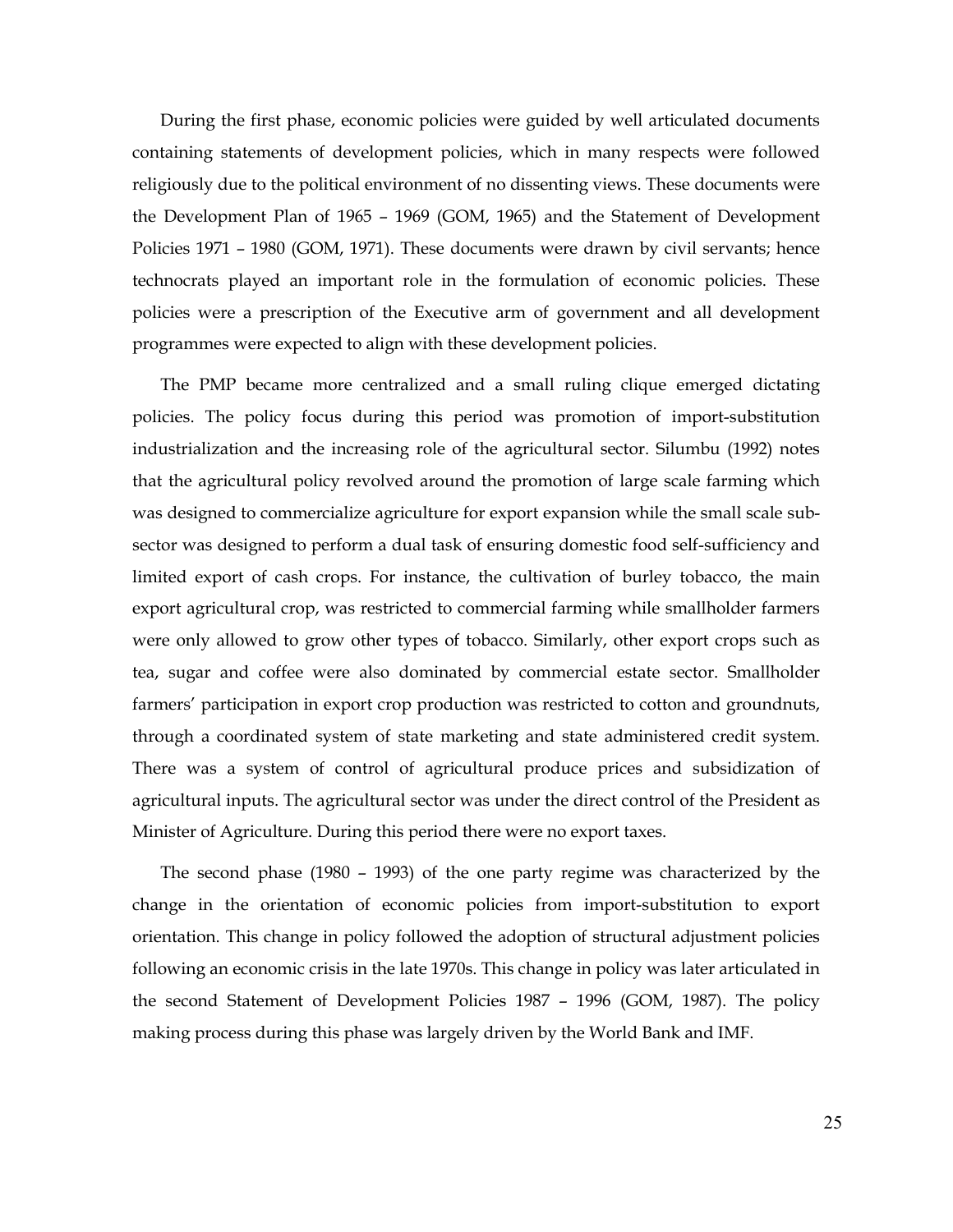During the first phase, economic policies were guided by well articulated documents containing statements of development policies, which in many respects were followed religiously due to the political environment of no dissenting views. These documents were the Development Plan of 1965 – 1969 (GOM, 1965) and the Statement of Development Policies 1971 – 1980 (GOM, 1971). These documents were drawn by civil servants; hence technocrats played an important role in the formulation of economic policies. These policies were a prescription of the Executive arm of government and all development programmes were expected to align with these development policies.

The PMP became more centralized and a small ruling clique emerged dictating policies. The policy focus during this period was promotion of import-substitution industrialization and the increasing role of the agricultural sector. Silumbu (1992) notes that the agricultural policy revolved around the promotion of large scale farming which was designed to commercialize agriculture for export expansion while the small scale sub-sector was designed to perform a dual task of ensuring domestic food self-sufficiency and limited export of cash crops. For instance, the cultivation of burley tobacco, the main export agricultural crop, was restricted to commercial farming while smallholder farmers were only allowed to grow other types of tobacco. Similarly, other export crops such as tea, sugar and coffee were also dominated by commercial estate sector. Smallholder farmers' participation in export crop production was restricted to cotton and groundnuts, through a coordinated system of state marketing and state administered credit system. There was a system of control of agricultural produce prices and subsidization of agricultural inputs. The agricultural sector was under the direct control of the President as Minister of Agriculture. During this period there were no export taxes.

The second phase (1980 – 1993) of the one party regime was characterized by the change in the orientation of economic policies from import-substitution to export orientation. This change in policy followed the adoption of structural adjustment policies following an economic crisis in the late 1970s. This change in policy was later articulated in the second Statement of Development Policies 1987 – 1996 (GOM, 1987). The policy making process during this phase was largely driven by the World Bank and IMF.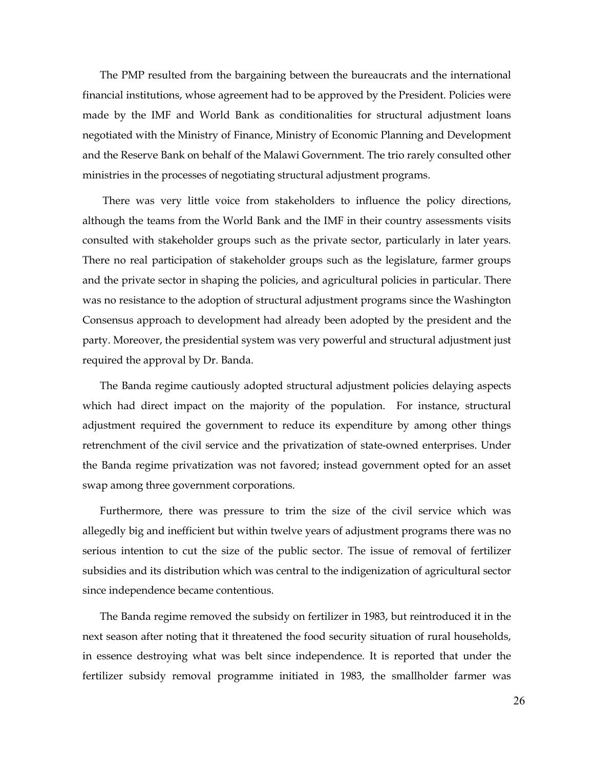The PMP resulted from the bargaining between the bureaucrats and the international financial institutions, whose agreement had to be approved by the President. Policies were made by the IMF and World Bank as conditionalities for structural adjustment loans negotiated with the Ministry of Finance, Ministry of Economic Planning and Development and the Reserve Bank on behalf of the Malawi Government. The trio rarely consulted other ministries in the processes of negotiating structural adjustment programs.

There was very little voice from stakeholders to influence the policy directions, although the teams from the World Bank and the IMF in their country assessments visits consulted with stakeholder groups such as the private sector, particularly in later years. There no real participation of stakeholder groups such as the legislature, farmer groups and the private sector in shaping the policies, and agricultural policies in particular. There was no resistance to the adoption of structural adjustment programs since the Washington Consensus approach to development had already been adopted by the president and the party. Moreover, the presidential system was very powerful and structural adjustment just required the approval by Dr. Banda.

The Banda regime cautiously adopted structural adjustment policies delaying aspects which had direct impact on the majority of the population. For instance, structural adjustment required the government to reduce its expenditure by among other things retrenchment of the civil service and the privatization of state-owned enterprises. Under the Banda regime privatization was not favored; instead government opted for an asset swap among three government corporations.

Furthermore, there was pressure to trim the size of the civil service which was allegedly big and inefficient but within twelve years of adjustment programs there was no serious intention to cut the size of the public sector. The issue of removal of fertilizer subsidies and its distribution which was central to the indigenization of agricultural sector since independence became contentious.

The Banda regime removed the subsidy on fertilizer in 1983, but reintroduced it in the next season after noting that it threatened the food security situation of rural households, in essence destroying what was belt since independence. It is reported that under the fertilizer subsidy removal programme initiated in 1983, the smallholder farmer was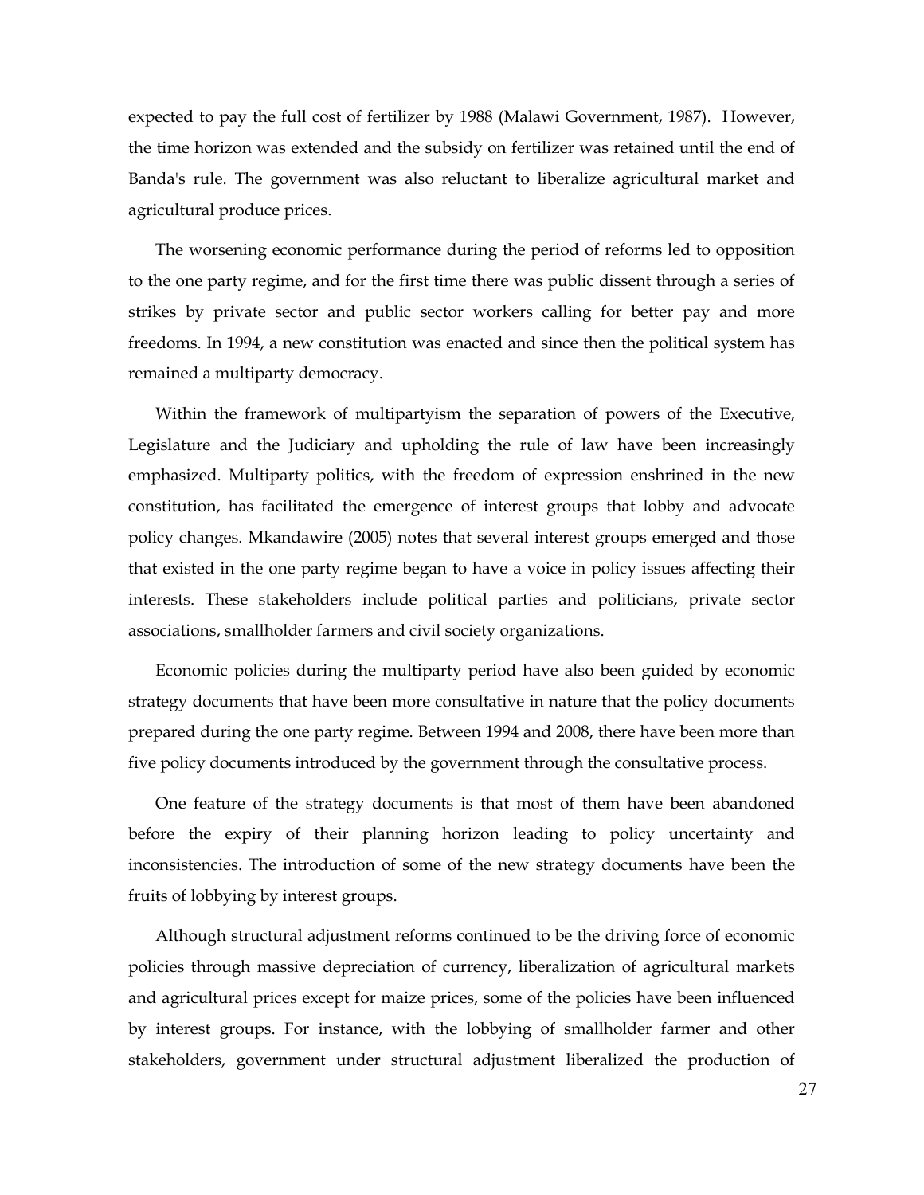expected to pay the full cost of fertilizer by 1988 (Malawi Government, 1987). However, the time horizon was extended and the subsidy on fertilizer was retained until the end of Banda's rule. The government was also reluctant to liberalize agricultural market and agricultural produce prices.

The worsening economic performance during the period of reforms led to opposition to the one party regime, and for the first time there was public dissent through a series of strikes by private sector and public sector workers calling for better pay and more freedoms. In 1994, a new constitution was enacted and since then the political system has remained a multiparty democracy.

Within the framework of multipartyism the separation of powers of the Executive, Legislature and the Judiciary and upholding the rule of law have been increasingly emphasized. Multiparty politics, with the freedom of expression enshrined in the new constitution, has facilitated the emergence of interest groups that lobby and advocate policy changes. Mkandawire (2005) notes that several interest groups emerged and those that existed in the one party regime began to have a voice in policy issues affecting their interests. These stakeholders include political parties and politicians, private sector associations, smallholder farmers and civil society organizations.

Economic policies during the multiparty period have also been guided by economic strategy documents that have been more consultative in nature that the policy documents prepared during the one party regime. Between 1994 and 2008, there have been more than five policy documents introduced by the government through the consultative process.

One feature of the strategy documents is that most of them have been abandoned before the expiry of their planning horizon leading to policy uncertainty and inconsistencies. The introduction of some of the new strategy documents have been the fruits of lobbying by interest groups.

Although structural adjustment reforms continued to be the driving force of economic policies through massive depreciation of currency, liberalization of agricultural markets and agricultural prices except for maize prices, some of the policies have been influenced by interest groups. For instance, with the lobbying of smallholder farmer and other stakeholders, government under structural adjustment liberalized the production of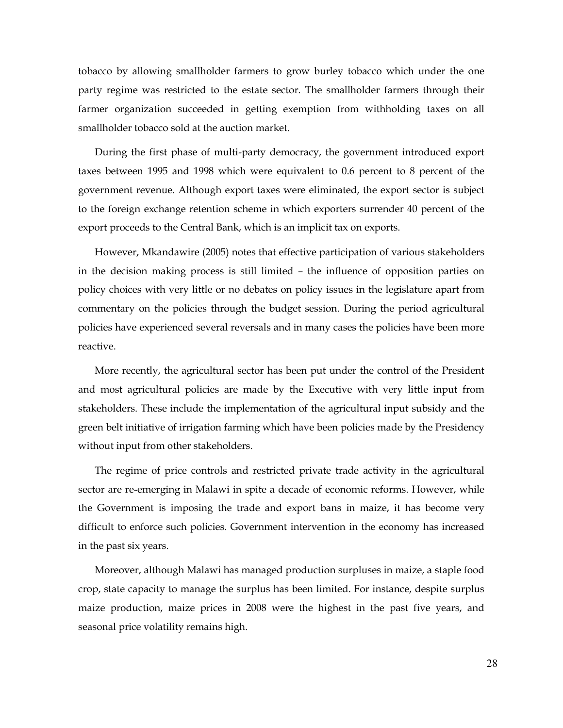tobacco by allowing smallholder farmers to grow burley tobacco which under the one party regime was restricted to the estate sector. The smallholder farmers through their farmer organization succeeded in getting exemption from withholding taxes on all smallholder tobacco sold at the auction market.

During the first phase of multi-party democracy, the government introduced export taxes between 1995 and 1998 which were equivalent to 0.6 percent to 8 percent of the government revenue. Although export taxes were eliminated, the export sector is subject to the foreign exchange retention scheme in which exporters surrender 40 percent of the export proceeds to the Central Bank, which is an implicit tax on exports.

However, Mkandawire (2005) notes that effective participation of various stakeholders in the decision making process is still limited – the influence of opposition parties on policy choices with very little or no debates on policy issues in the legislature apart from commentary on the policies through the budget session. During the period agricultural policies have experienced several reversals and in many cases the policies have been more reactive.

More recently, the agricultural sector has been put under the control of the President and most agricultural policies are made by the Executive with very little input from stakeholders. These include the implementation of the agricultural input subsidy and the green belt initiative of irrigation farming which have been policies made by the Presidency without input from other stakeholders.

The regime of price controls and restricted private trade activity in the agricultural sector are re-emerging in Malawi in spite a decade of economic reforms. However, while the Government is imposing the trade and export bans in maize, it has become very difficult to enforce such policies. Government intervention in the economy has increased in the past six years.

Moreover, although Malawi has managed production surpluses in maize, a staple food crop, state capacity to manage the surplus has been limited. For instance, despite surplus maize production, maize prices in 2008 were the highest in the past five years, and seasonal price volatility remains high.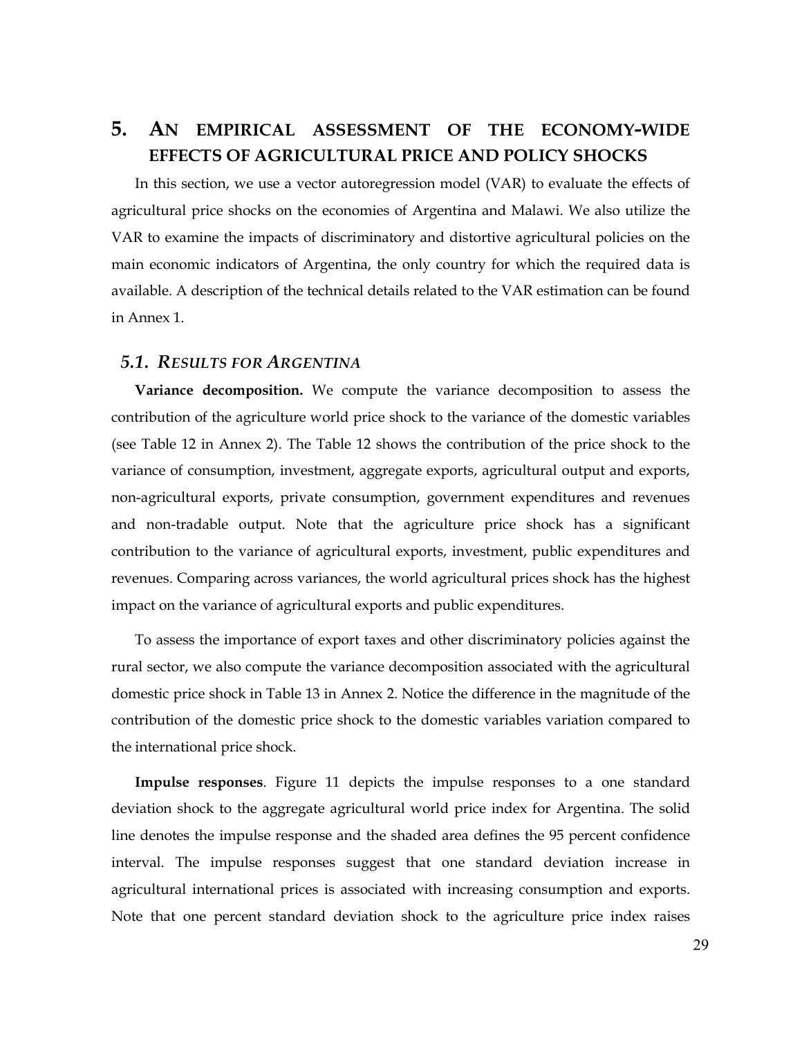# 5. An empirical assessment of the economy-wide effects of agricultural price and policy shocks

In this section, we use a vector autoregression model (VAR) to evaluate the effects of agricultural price shocks on the economies of Argentina and Malawi. We also utilize the VAR to examine the impacts of discriminatory and distortive agricultural policies on the main economic indicators of Argentina, the only country for which the required data is available. A description of the technical details related to the VAR estimation can be found in Annex 1.

## 5.1. Results for Argentina

**Variance decomposition.** We compute the variance decomposition to assess the contribution of the agriculture world price shock to the variance of the domestic variables (see Table 12 in Annex 2). The Table 12 shows the contribution of the price shock to the variance of consumption, investment, aggregate exports, agricultural output and exports, non-agricultural exports, private consumption, government expenditures and revenues and non-tradable output. Note that the agriculture price shock has a significant contribution to the variance of agricultural exports, investment, public expenditures and revenues. Comparing across variances, the world agricultural prices shock has the highest impact on the variance of agricultural exports and public expenditures.

To assess the importance of export taxes and other discriminatory policies against the rural sector, we also compute the variance decomposition associated with the agricultural domestic price shock in Table 13 in Annex 2. Notice the difference in the magnitude of the contribution of the domestic price shock to the domestic variables variation compared to the international price shock.

**Impulse responses**. Figure 11 depicts the impulse responses to a one standard deviation shock to the aggregate agricultural world price index for Argentina. The solid line denotes the impulse response and the shaded area defines the 95 percent confidence interval. The impulse responses suggest that one standard deviation increase in agricultural international prices is associated with increasing consumption and exports. Note that one percent standard deviation shock to the agriculture price index raises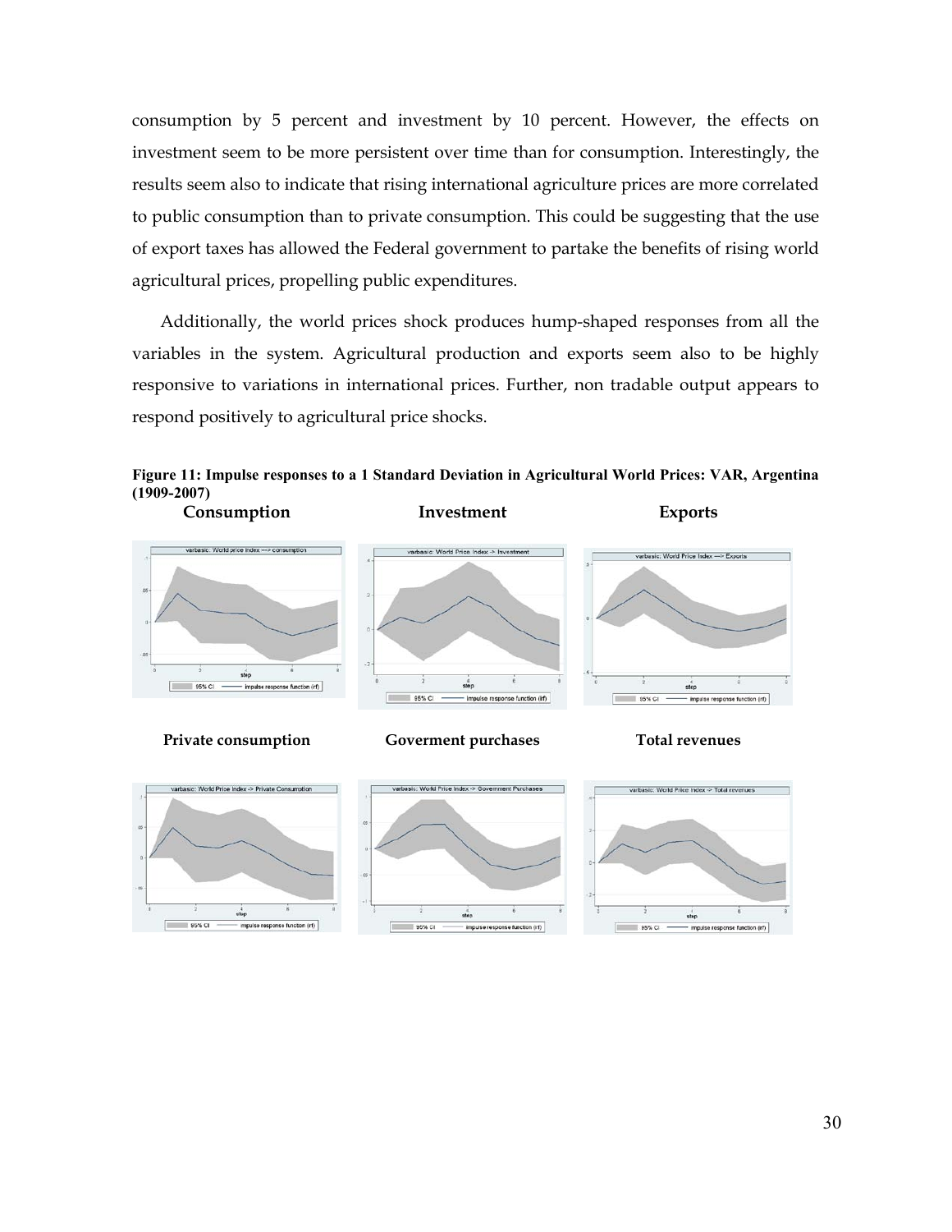consumption by 5 percent and investment by 10 percent. However, the effects on investment seem to be more persistent over time than for consumption. Interestingly, the results seem also to indicate that rising international agriculture prices are more correlated to public consumption than to private consumption. This could be suggesting that the use of export taxes has allowed the Federal government to partake the benefits of rising world agricultural prices, propelling public expenditures.

Additionally, the world prices shock produces hump-shaped responses from all the variables in the system. Agricultural production and exports seem also to be highly responsive to variations in international prices. Further, non tradable output appears to respond positively to agricultural price shocks.

**Figure 11: Impulse responses to a 1 Standard Deviation in Agricultural World Prices: VAR, Argentina (1909-2007)**

**Consumption** **Investment** **Exports**

**Private consumption** **Goverment purchases** **Total revenues**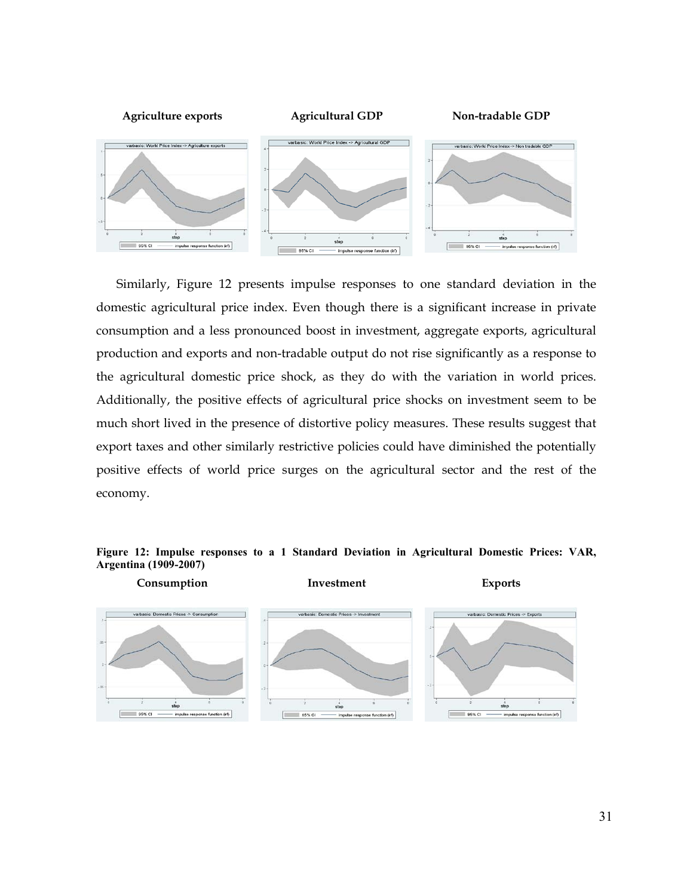**Agriculture exports** **Agricultural GDP** **Non-tradable GDP**

Similarly, Figure 12 presents impulse responses to one standard deviation in the domestic agricultural price index. Even though there is a significant increase in private consumption and a less pronounced boost in investment, aggregate exports, agricultural production and exports and non-tradable output do not rise significantly as a response to the agricultural domestic price shock, as they do with the variation in world prices. Additionally, the positive effects of agricultural price shocks on investment seem to be much short lived in the presence of distortive policy measures. These results suggest that export taxes and other similarly restrictive policies could have diminished the potentially positive effects of world price surges on the agricultural sector and the rest of the economy.

**Figure 12: Impulse responses to a 1 Standard Deviation in Agricultural Domestic Prices: VAR, Argentina (1909-2007)**

**Consumption** **Investment** **Exports**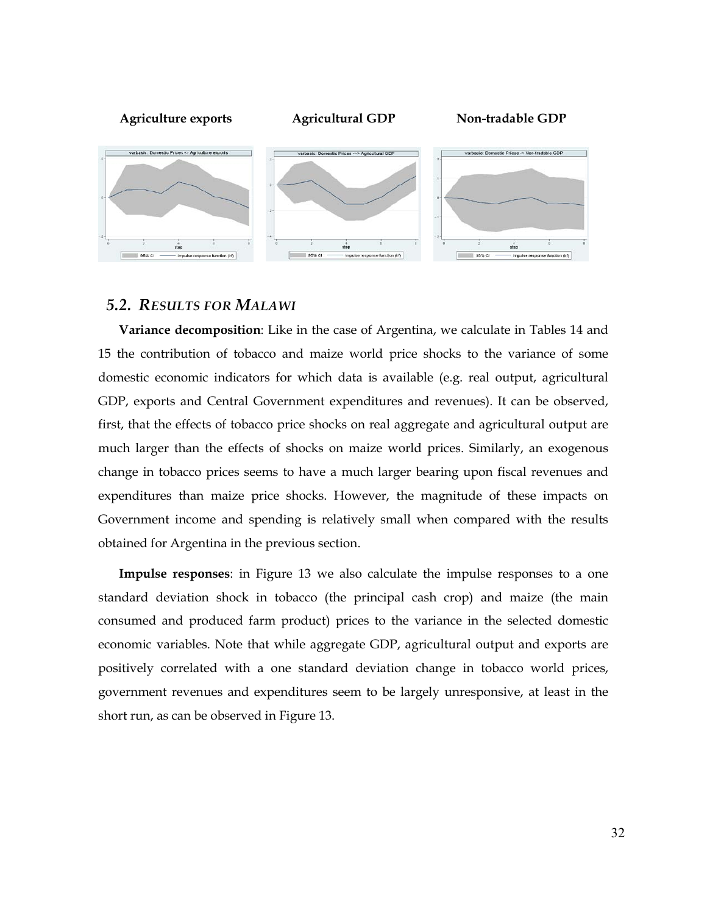**Agriculture exports** **Agricultural GDP** **Non-tradable GDP**

## 5.2. *RESULTS FOR MALAWI*

**Variance decomposition**: Like in the case of Argentina, we calculate in Tables 14 and 15 the contribution of tobacco and maize world price shocks to the variance of some domestic economic indicators for which data is available (e.g. real output, agricultural GDP, exports and Central Government expenditures and revenues). It can be observed, first, that the effects of tobacco price shocks on real aggregate and agricultural output are much larger than the effects of shocks on maize world prices. Similarly, an exogenous change in tobacco prices seems to have a much larger bearing upon fiscal revenues and expenditures than maize price shocks. However, the magnitude of these impacts on Government income and spending is relatively small when compared with the results obtained for Argentina in the previous section.

**Impulse responses**: in Figure 13 we also calculate the impulse responses to a one standard deviation shock in tobacco (the principal cash crop) and maize (the main consumed and produced farm product) prices to the variance in the selected domestic economic variables. Note that while aggregate GDP, agricultural output and exports are positively correlated with a one standard deviation change in tobacco world prices, government revenues and expenditures seem to be largely unresponsive, at least in the short run, as can be observed in Figure 13.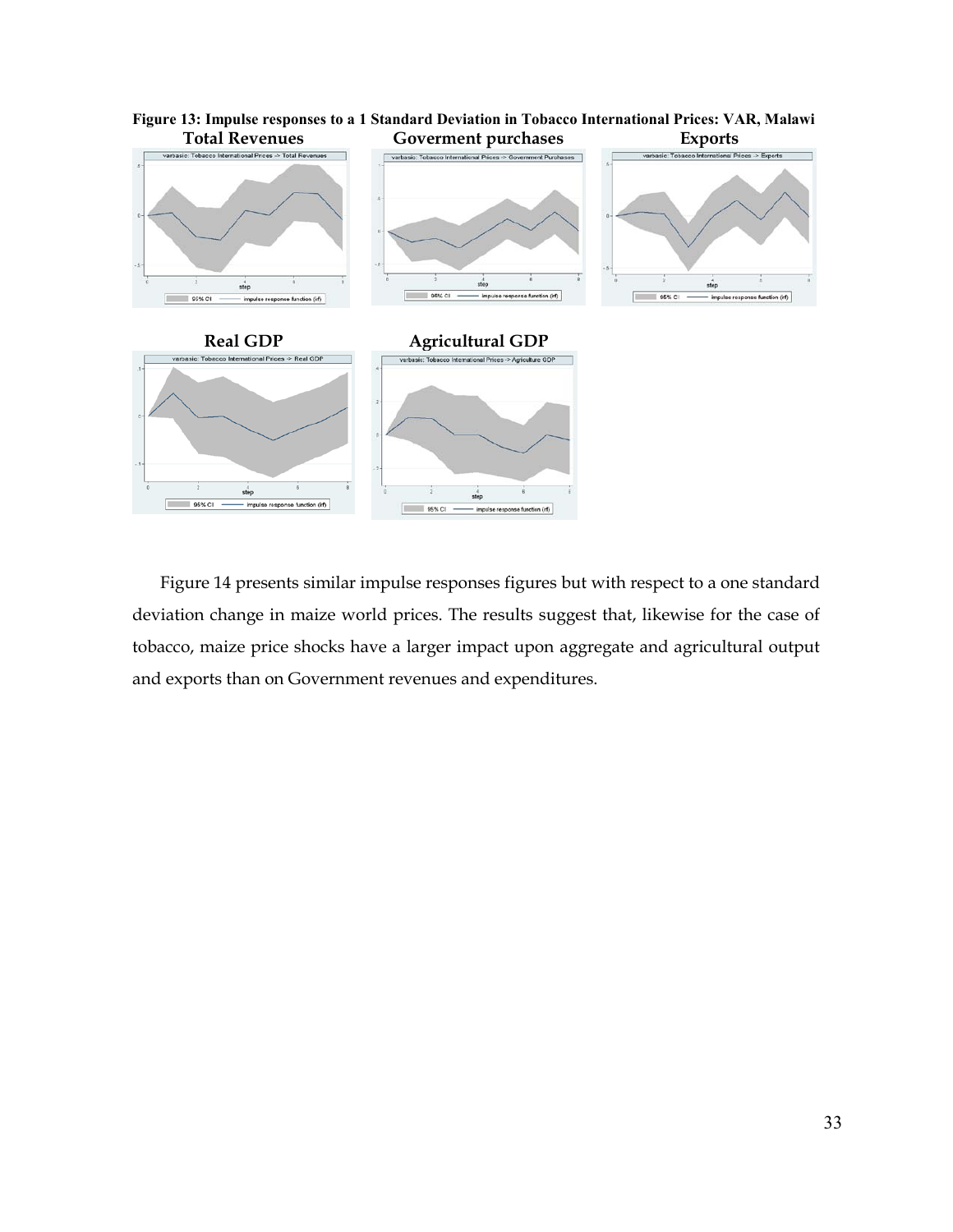**Figure 13: Impulse responses to a 1 Standard Deviation in Tobacco International Prices: VAR, Malawi**

**Total Revenues** | **Goverment purchases** | **Exports**

**Real GDP** | **Agricultural GDP**

Figure 14 presents similar impulse responses figures but with respect to a one standard deviation change in maize world prices. The results suggest that, likewise for the case of tobacco, maize price shocks have a larger impact upon aggregate and agricultural output and exports than on Government revenues and expenditures.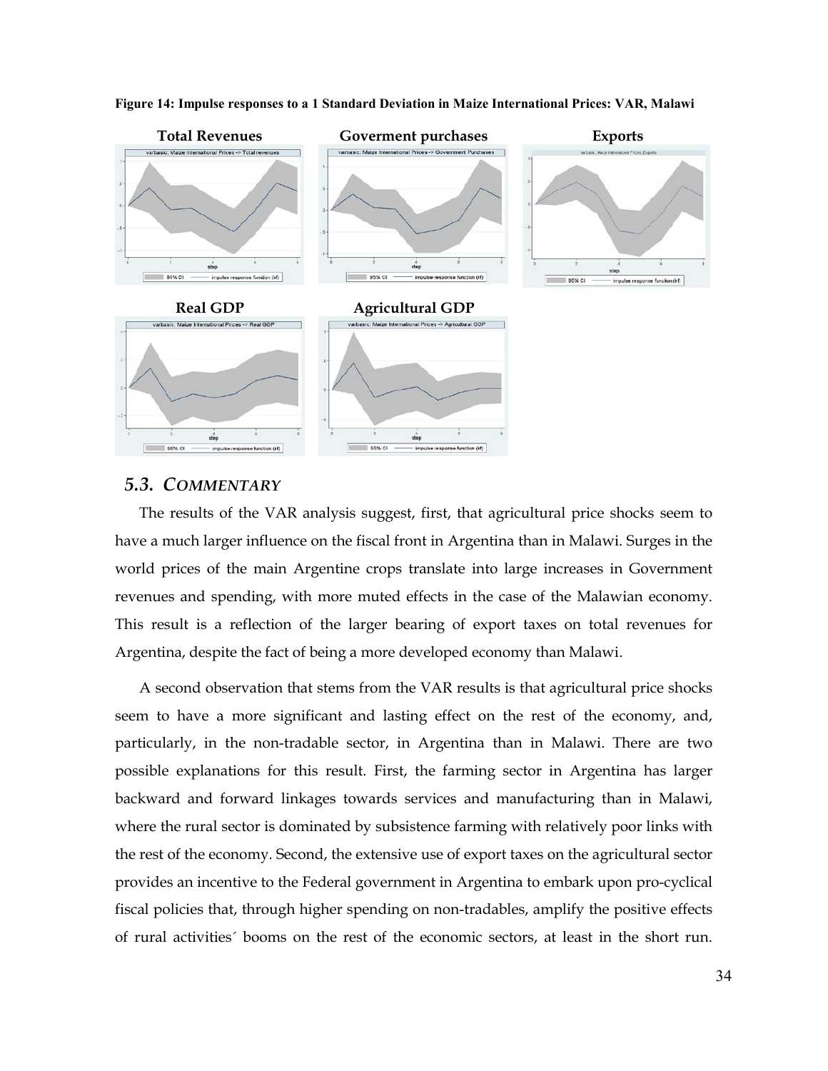**Figure 14: Impulse responses to a 1 Standard Deviation in Maize International Prices: VAR, Malawi**

Total Revenues | Goverment purchases | Exports

Real GDP | Agricultural GDP

## 5.3. COMMENTARY

The results of the VAR analysis suggest, first, that agricultural price shocks seem to have a much larger influence on the fiscal front in Argentina than in Malawi. Surges in the world prices of the main Argentine crops translate into large increases in Government revenues and spending, with more muted effects in the case of the Malawian economy. This result is a reflection of the larger bearing of export taxes on total revenues for Argentina, despite the fact of being a more developed economy than Malawi.

A second observation that stems from the VAR results is that agricultural price shocks seem to have a more significant and lasting effect on the rest of the economy, and, particularly, in the non-tradable sector, in Argentina than in Malawi. There are two possible explanations for this result. First, the farming sector in Argentina has larger backward and forward linkages towards services and manufacturing than in Malawi, where the rural sector is dominated by subsistence farming with relatively poor links with the rest of the economy. Second, the extensive use of export taxes on the agricultural sector provides an incentive to the Federal government in Argentina to embark upon pro-cyclical fiscal policies that, through higher spending on non-tradables, amplify the positive effects of rural activities´ booms on the rest of the economic sectors, at least in the short run.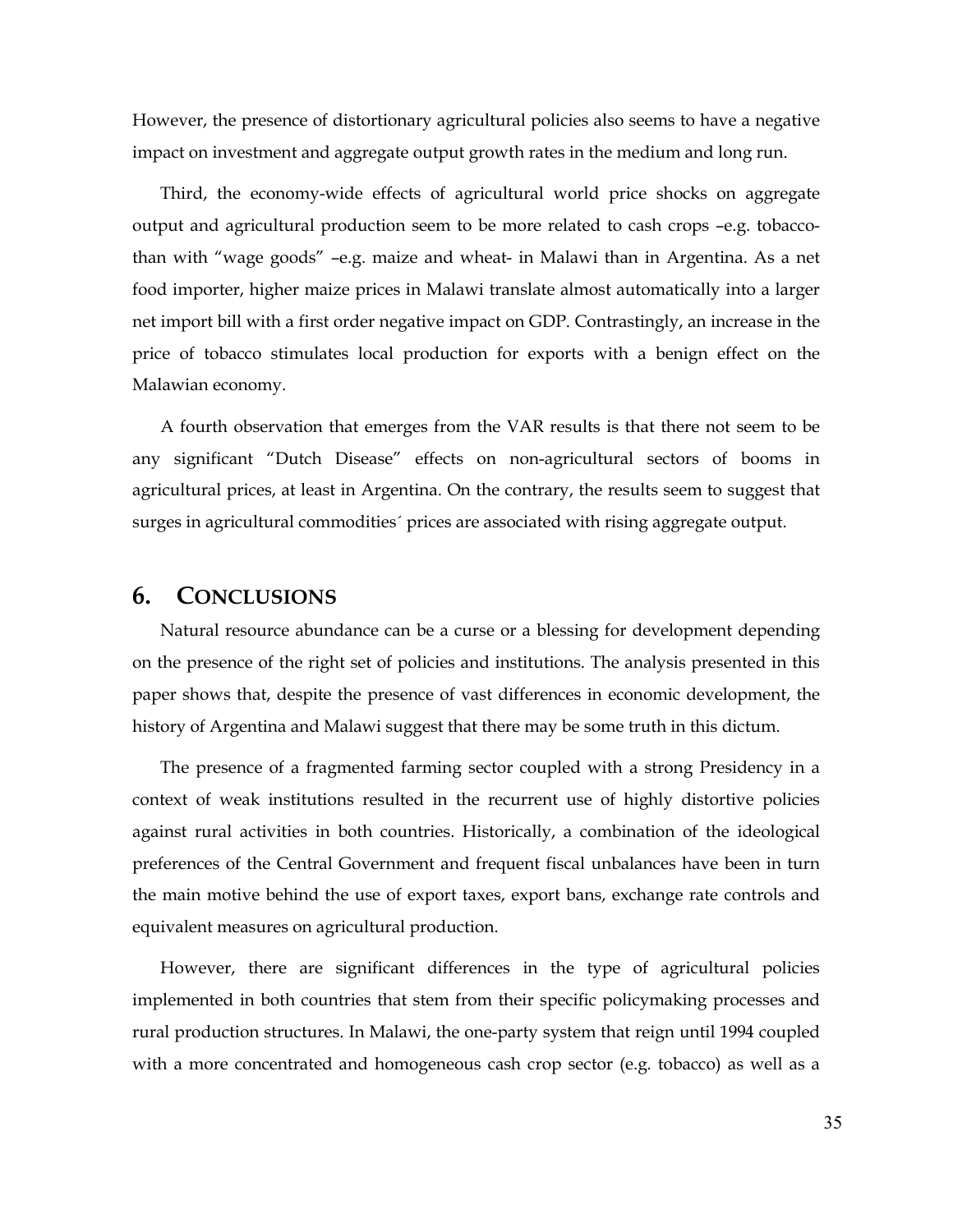However, the presence of distortionary agricultural policies also seems to have a negative impact on investment and aggregate output growth rates in the medium and long run.

Third, the economy-wide effects of agricultural world price shocks on aggregate output and agricultural production seem to be more related to cash crops –e.g. tobacco- than with "wage goods" –e.g. maize and wheat- in Malawi than in Argentina. As a net food importer, higher maize prices in Malawi translate almost automatically into a larger net import bill with a first order negative impact on GDP. Contrastingly, an increase in the price of tobacco stimulates local production for exports with a benign effect on the Malawian economy.

A fourth observation that emerges from the VAR results is that there not seem to be any significant "Dutch Disease" effects on non-agricultural sectors of booms in agricultural prices, at least in Argentina. On the contrary, the results seem to suggest that surges in agricultural commodities´ prices are associated with rising aggregate output.

## 6. CONCLUSIONS

Natural resource abundance can be a curse or a blessing for development depending on the presence of the right set of policies and institutions. The analysis presented in this paper shows that, despite the presence of vast differences in economic development, the history of Argentina and Malawi suggest that there may be some truth in this dictum.

The presence of a fragmented farming sector coupled with a strong Presidency in a context of weak institutions resulted in the recurrent use of highly distortive policies against rural activities in both countries. Historically, a combination of the ideological preferences of the Central Government and frequent fiscal unbalances have been in turn the main motive behind the use of export taxes, export bans, exchange rate controls and equivalent measures on agricultural production.

However, there are significant differences in the type of agricultural policies implemented in both countries that stem from their specific policymaking processes and rural production structures. In Malawi, the one-party system that reign until 1994 coupled with a more concentrated and homogeneous cash crop sector (e.g. tobacco) as well as a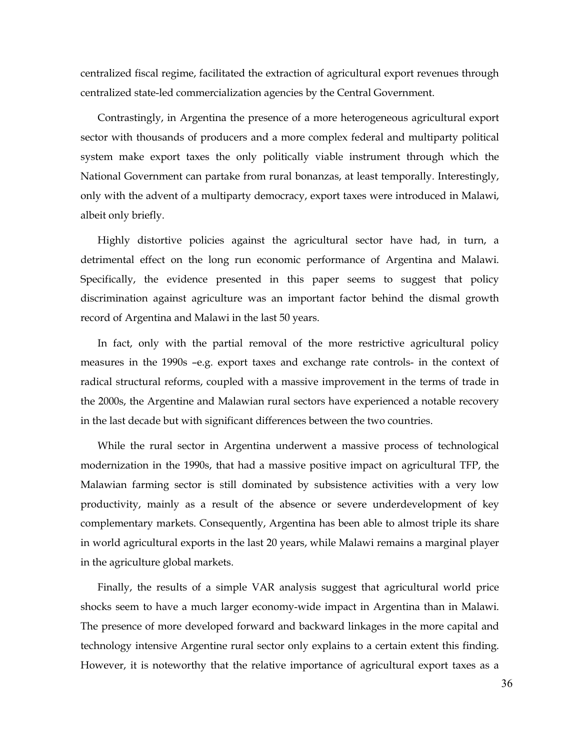centralized fiscal regime, facilitated the extraction of agricultural export revenues through centralized state-led commercialization agencies by the Central Government.

Contrastingly, in Argentina the presence of a more heterogeneous agricultural export sector with thousands of producers and a more complex federal and multiparty political system make export taxes the only politically viable instrument through which the National Government can partake from rural bonanzas, at least temporally. Interestingly, only with the advent of a multiparty democracy, export taxes were introduced in Malawi, albeit only briefly.

Highly distortive policies against the agricultural sector have had, in turn, a detrimental effect on the long run economic performance of Argentina and Malawi. Specifically, the evidence presented in this paper seems to suggest that policy discrimination against agriculture was an important factor behind the dismal growth record of Argentina and Malawi in the last 50 years.

In fact, only with the partial removal of the more restrictive agricultural policy measures in the 1990s –e.g. export taxes and exchange rate controls- in the context of radical structural reforms, coupled with a massive improvement in the terms of trade in the 2000s, the Argentine and Malawian rural sectors have experienced a notable recovery in the last decade but with significant differences between the two countries.

While the rural sector in Argentina underwent a massive process of technological modernization in the 1990s, that had a massive positive impact on agricultural TFP, the Malawian farming sector is still dominated by subsistence activities with a very low productivity, mainly as a result of the absence or severe underdevelopment of key complementary markets. Consequently, Argentina has been able to almost triple its share in world agricultural exports in the last 20 years, while Malawi remains a marginal player in the agriculture global markets.

Finally, the results of a simple VAR analysis suggest that agricultural world price shocks seem to have a much larger economy-wide impact in Argentina than in Malawi. The presence of more developed forward and backward linkages in the more capital and technology intensive Argentine rural sector only explains to a certain extent this finding. However, it is noteworthy that the relative importance of agricultural export taxes as a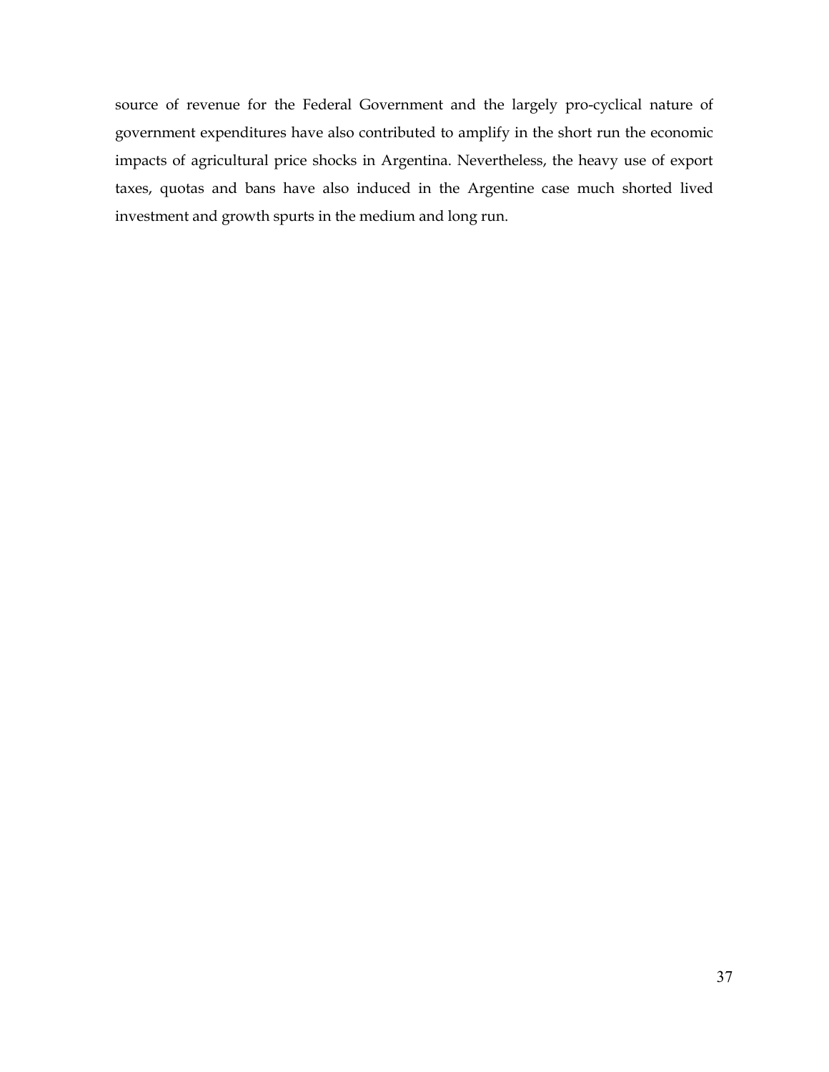source of revenue for the Federal Government and the largely pro-cyclical nature of government expenditures have also contributed to amplify in the short run the economic impacts of agricultural price shocks in Argentina. Nevertheless, the heavy use of export taxes, quotas and bans have also induced in the Argentine case much shorted lived investment and growth spurts in the medium and long run.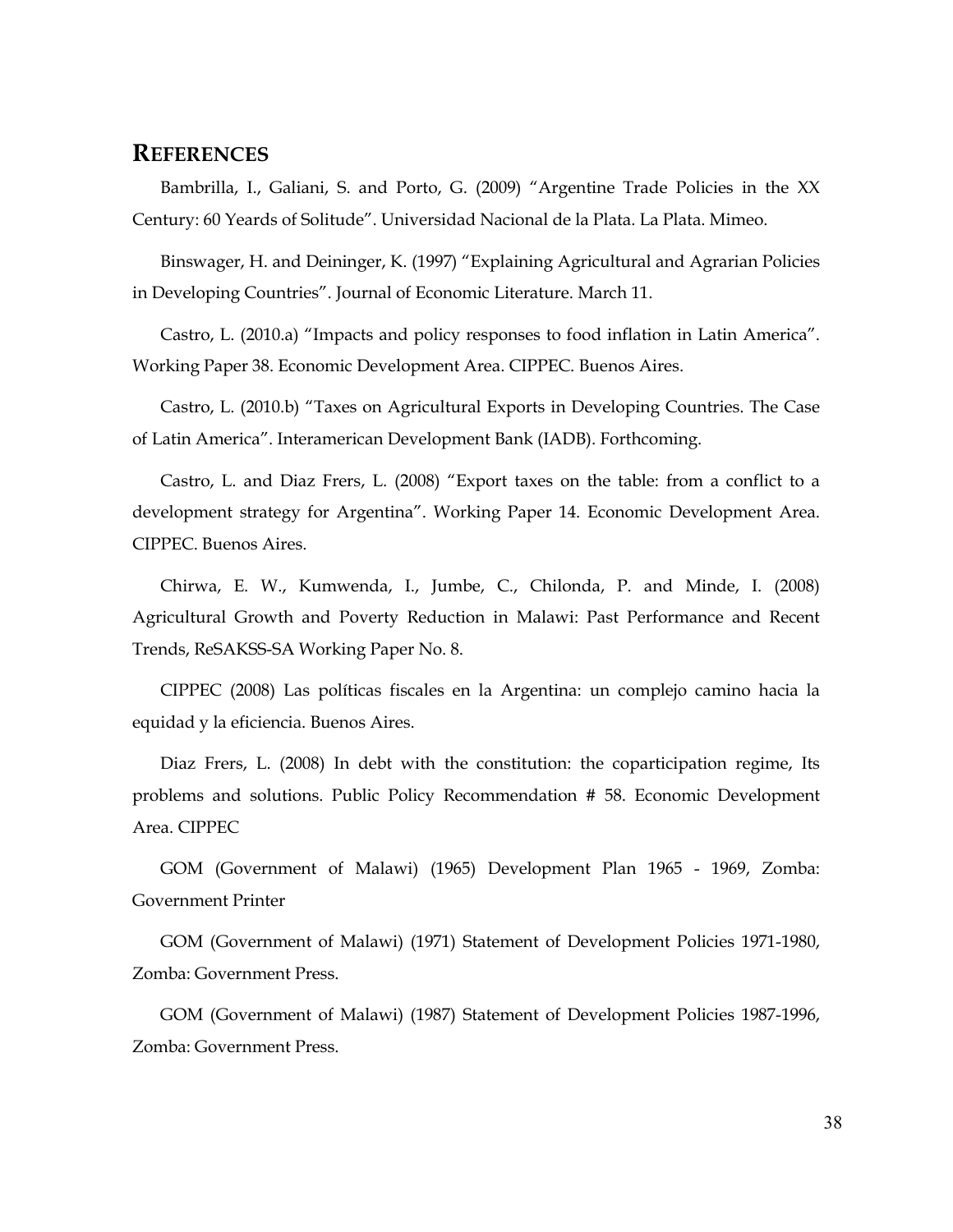## REFERENCES

Bambrilla, I., Galiani, S. and Porto, G. (2009) "Argentine Trade Policies in the XX Century: 60 Yeards of Solitude". Universidad Nacional de la Plata. La Plata. Mimeo.

Binswager, H. and Deininger, K. (1997) "Explaining Agricultural and Agrarian Policies in Developing Countries". Journal of Economic Literature. March 11.

Castro, L. (2010.a) "Impacts and policy responses to food inflation in Latin America". Working Paper 38. Economic Development Area. CIPPEC. Buenos Aires.

Castro, L. (2010.b) "Taxes on Agricultural Exports in Developing Countries. The Case of Latin America". Interamerican Development Bank (IADB). Forthcoming.

Castro, L. and Diaz Frers, L. (2008) "Export taxes on the table: from a conflict to a development strategy for Argentina". Working Paper 14. Economic Development Area. CIPPEC. Buenos Aires.

Chirwa, E. W., Kumwenda, I., Jumbe, C., Chilonda, P. and Minde, I. (2008) Agricultural Growth and Poverty Reduction in Malawi: Past Performance and Recent Trends, ReSAKSS-SA Working Paper No. 8.

CIPPEC (2008) Las políticas fiscales en la Argentina: un complejo camino hacia la equidad y la eficiencia. Buenos Aires.

Diaz Frers, L. (2008) In debt with the constitution: the coparticipation regime, Its problems and solutions. Public Policy Recommendation # 58. Economic Development Area. CIPPEC

GOM (Government of Malawi) (1965) Development Plan 1965 - 1969, Zomba: Government Printer

GOM (Government of Malawi) (1971) Statement of Development Policies 1971-1980, Zomba: Government Press.

GOM (Government of Malawi) (1987) Statement of Development Policies 1987-1996, Zomba: Government Press.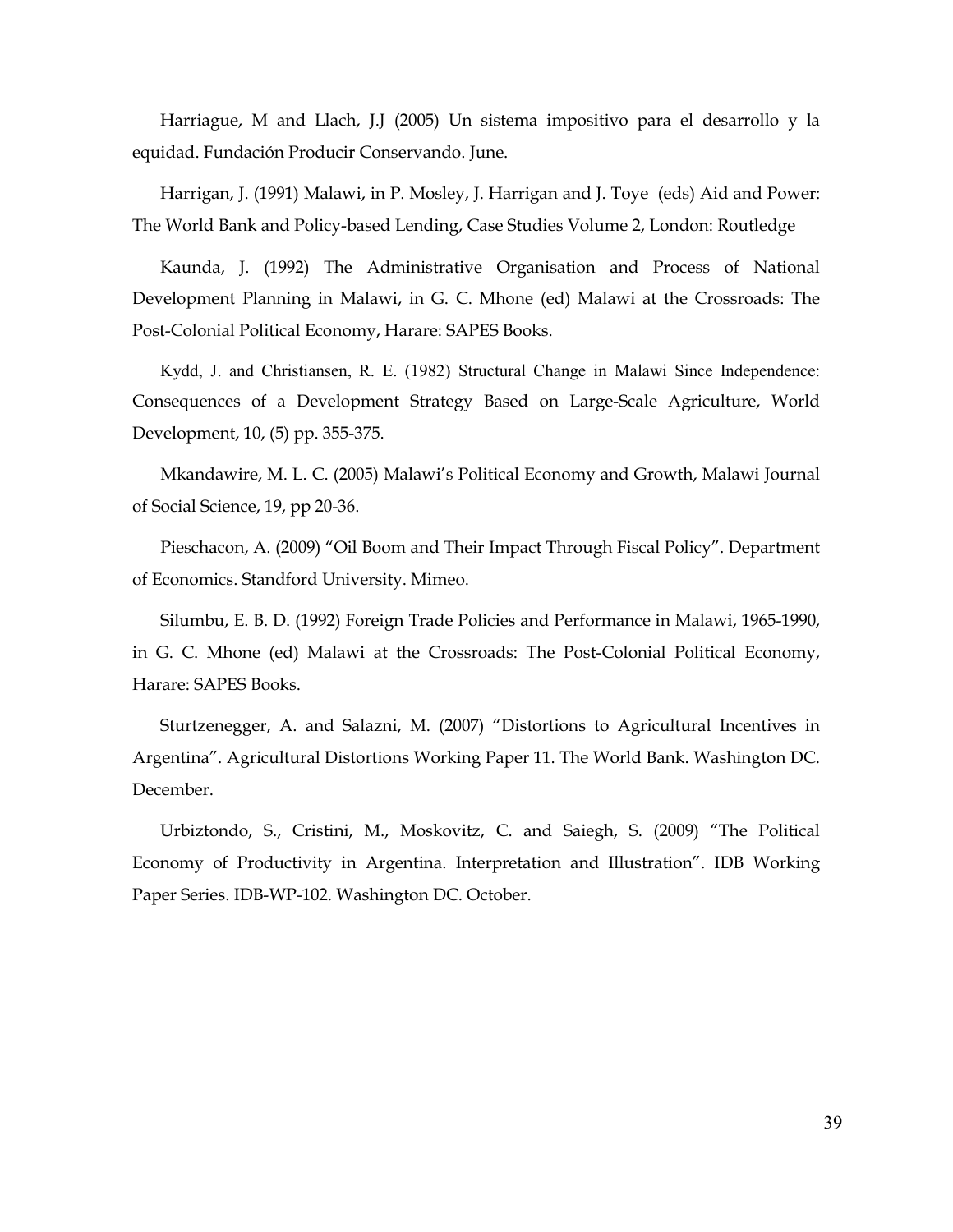Harriague, M and Llach, J.J (2005) Un sistema impositivo para el desarrollo y la equidad. Fundación Producir Conservando. June.

Harrigan, J. (1991) Malawi, in P. Mosley, J. Harrigan and J. Toye (eds) Aid and Power: The World Bank and Policy-based Lending, Case Studies Volume 2, London: Routledge

Kaunda, J. (1992) The Administrative Organisation and Process of National Development Planning in Malawi, in G. C. Mhone (ed) Malawi at the Crossroads: The Post-Colonial Political Economy, Harare: SAPES Books.

Kydd, J. and Christiansen, R. E. (1982) Structural Change in Malawi Since Independence: Consequences of a Development Strategy Based on Large-Scale Agriculture, World Development, 10, (5) pp. 355-375.

Mkandawire, M. L. C. (2005) Malawi's Political Economy and Growth, Malawi Journal of Social Science, 19, pp 20-36.

Pieschacon, A. (2009) "Oil Boom and Their Impact Through Fiscal Policy". Department of Economics. Standford University. Mimeo.

Silumbu, E. B. D. (1992) Foreign Trade Policies and Performance in Malawi, 1965-1990, in G. C. Mhone (ed) Malawi at the Crossroads: The Post-Colonial Political Economy, Harare: SAPES Books.

Sturtzenegger, A. and Salazni, M. (2007) "Distortions to Agricultural Incentives in Argentina". Agricultural Distortions Working Paper 11. The World Bank. Washington DC. December.

Urbiztondo, S., Cristini, M., Moskovitz, C. and Saiegh, S. (2009) "The Political Economy of Productivity in Argentina. Interpretation and Illustration". IDB Working Paper Series. IDB-WP-102. Washington DC. October.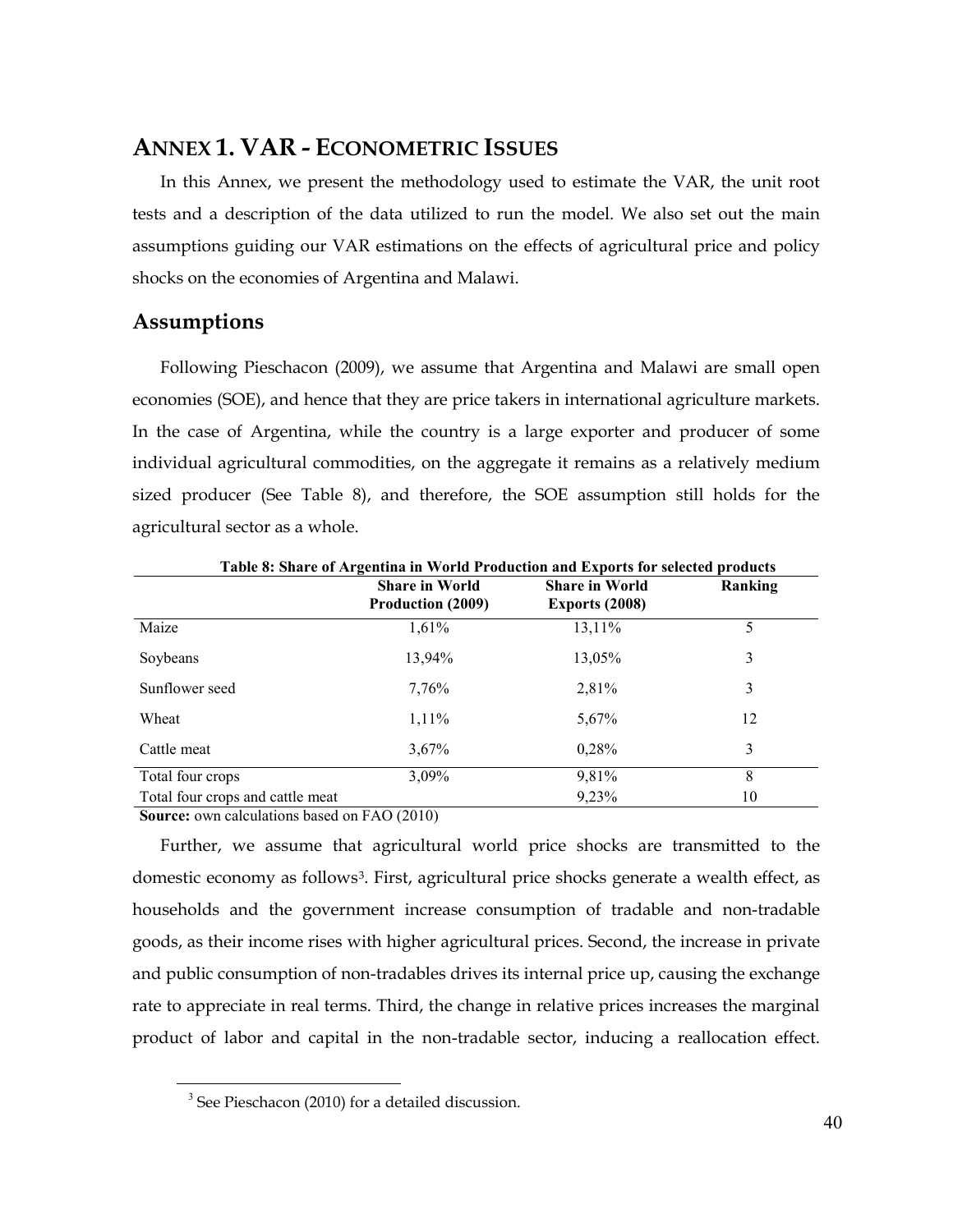# ANNEX 1. VAR - ECONOMETRIC ISSUES

In this Annex, we present the methodology used to estimate the VAR, the unit root tests and a description of the data utilized to run the model. We also set out the main assumptions guiding our VAR estimations on the effects of agricultural price and policy shocks on the economies of Argentina and Malawi.

## Assumptions

Following Pieschacon (2009), we assume that Argentina and Malawi are small open economies (SOE), and hence that they are price takers in international agriculture markets. In the case of Argentina, while the country is a large exporter and producer of some individual agricultural commodities, on the aggregate it remains as a relatively medium sized producer (See Table 8), and therefore, the SOE assumption still holds for the agricultural sector as a whole.

**Table 8: Share of Argentina in World Production and Exports for selected products**

| | Share in World Production (2009) | Share in World Exports (2008) | Ranking |
|---|---|---|---|
| Maize | 1,61% | 13,11% | 5 |
| Soybeans | 13,94% | 13,05% | 3 |
| Sunflower seed | 7,76% | 2,81% | 3 |
| Wheat | 1,11% | 5,67% | 12 |
| Cattle meat | 3,67% | 0,28% | 3 |
| Total four crops | 3,09% | 9,81% | 8 |
| Total four crops and cattle meat | | 9,23% | 10 |

**Source:** own calculations based on FAO (2010)

Further, we assume that agricultural world price shocks are transmitted to the domestic economy as follows[3]. First, agricultural price shocks generate a wealth effect, as households and the government increase consumption of tradable and non-tradable goods, as their income rises with higher agricultural prices. Second, the increase in private and public consumption of non-tradables drives its internal price up, causing the exchange rate to appreciate in real terms. Third, the change in relative prices increases the marginal product of labor and capital in the non-tradable sector, inducing a reallocation effect.

[3] See Pieschacon (2010) for a detailed discussion.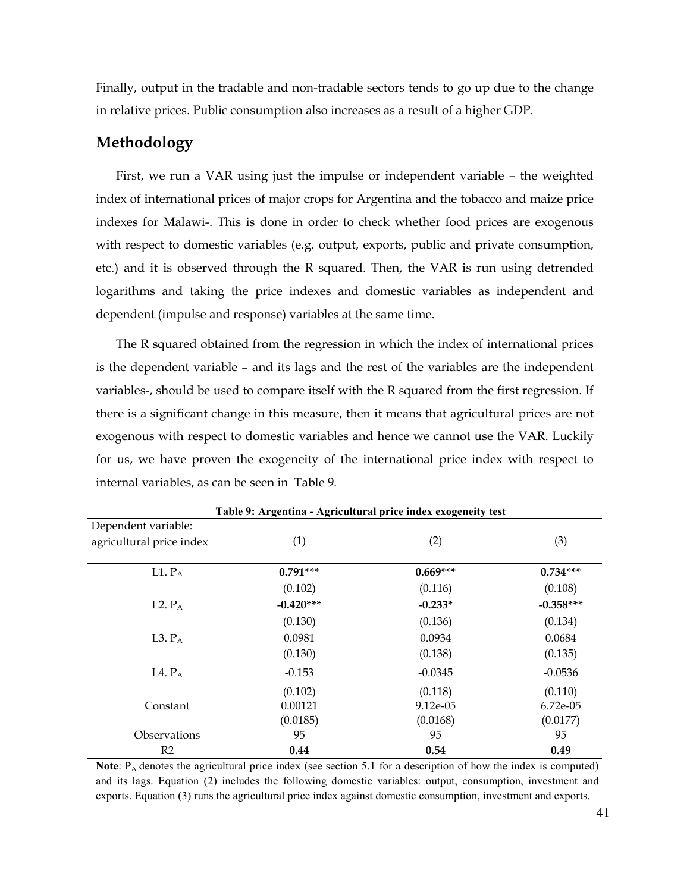Finally, output in the tradable and non-tradable sectors tends to go up due to the change in relative prices. Public consumption also increases as a result of a higher GDP.

## Methodology

First, we run a VAR using just the impulse or independent variable – the weighted index of international prices of major crops for Argentina and the tobacco and maize price indexes for Malawi-. This is done in order to check whether food prices are exogenous with respect to domestic variables (e.g. output, exports, public and private consumption, etc.) and it is observed through the R squared. Then, the VAR is run using detrended logarithms and taking the price indexes and domestic variables as independent and dependent (impulse and response) variables at the same time.

The R squared obtained from the regression in which the index of international prices is the dependent variable – and its lags and the rest of the variables are the independent variables-, should be used to compare itself with the R squared from the first regression. If there is a significant change in this measure, then it means that agricultural prices are not exogenous with respect to domestic variables and hence we cannot use the VAR. Luckily for us, we have proven the exogeneity of the international price index with respect to internal variables, as can be seen in Table 9.

**Table 9: Argentina - Agricultural price index exogeneity test**

| Dependent variable: agricultural price index | (1) | (2) | (3) |
|---|---|---|---|
| L1. $P_A$ | **0.791\*\*\*** | **0.669\*\*\*** | **0.734\*\*\*** |
| | (0.102) | (0.116) | (0.108) |
| L2. $P_A$ | **-0.420\*\*\*** | **-0.233\*** | **-0.358\*\*\*** |
| | (0.130) | (0.136) | (0.134) |
| L3. $P_A$ | 0.0981 | 0.0934 | 0.0684 |
| | (0.130) | (0.138) | (0.135) |
| L4. $P_A$ | -0.153 | -0.0345 | -0.0536 |
| | (0.102) | (0.118) | (0.110) |
| Constant | 0.00121 | 9.12e-05 | 6.72e-05 |
| | (0.0185) | (0.0168) | (0.0177) |
| Observations | 95 | 95 | 95 |
| R2 | **0.44** | **0.54** | **0.49** |

**Note**: $P_A$ denotes the agricultural price index (see section 5.1 for a description of how the index is computed) and its lags. Equation (2) includes the following domestic variables: output, consumption, investment and exports. Equation (3) runs the agricultural price index against domestic consumption, investment and exports.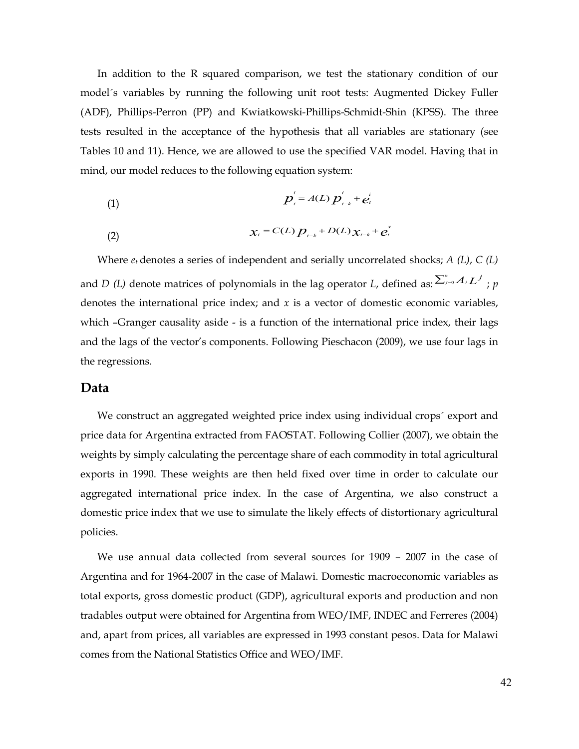In addition to the R squared comparison, we test the stationary condition of our model´s variables by running the following unit root tests: Augmented Dickey Fuller (ADF), Phillips-Perron (PP) and Kwiatkowski-Phillips-Schmidt-Shin (KPSS). The three tests resulted in the acceptance of the hypothesis that all variables are stationary (see Tables 10 and 11). Hence, we are allowed to use the specified VAR model. Having that in mind, our model reduces to the following equation system:

(1)
$$p_t^i = A(L)\, p_{t-k}^i + e_t^i$$

(2)
$$x_t = C(L)\, p_{t-k} + D(L)\, x_{t-k} + e_t^x$$

Where $e_t$ denotes a series of independent and serially uncorrelated shocks; *A (L)*, *C (L)* and *D (L)* denote matrices of polynomials in the lag operator *L*, defined as: $\sum_{j=0}^{n} A_j L^j$ ; *p* denotes the international price index; and *x* is a vector of domestic economic variables, which –Granger causality aside - is a function of the international price index, their lags and the lags of the vector's components. Following Pieschacon (2009), we use four lags in the regressions.

## Data

We construct an aggregated weighted price index using individual crops´ export and price data for Argentina extracted from FAOSTAT. Following Collier (2007), we obtain the weights by simply calculating the percentage share of each commodity in total agricultural exports in 1990. These weights are then held fixed over time in order to calculate our aggregated international price index. In the case of Argentina, we also construct a domestic price index that we use to simulate the likely effects of distortionary agricultural policies.

We use annual data collected from several sources for 1909 – 2007 in the case of Argentina and for 1964-2007 in the case of Malawi. Domestic macroeconomic variables as total exports, gross domestic product (GDP), agricultural exports and production and non tradables output were obtained for Argentina from WEO/IMF, INDEC and Ferreres (2004) and, apart from prices, all variables are expressed in 1993 constant pesos. Data for Malawi comes from the National Statistics Office and WEO/IMF.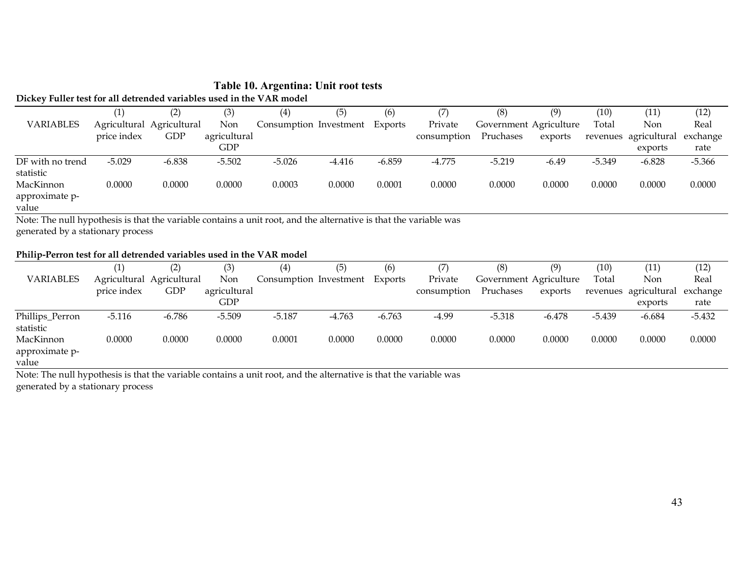# Table 10. Argentina: Unit root tests

**Dickey Fuller test for all detrended variables used in the VAR model**

| VARIABLES | (1) Agricultural price index | (2) Agricultural GDP | (3) Non agricultural GDP | (4) Consumption | (5) Investment | (6) Exports | (7) Private consumption | (8) Government Pruchases | (9) Agriculture exports | (10) Total revenues | (11) Non agricultural exports | (12) Real exchange rate |
|---|---|---|---|---|---|---|---|---|---|---|---|---|
| DF with no trend statistic | -5.029 | -6.838 | -5.502 | -5.026 | -4.416 | -6.859 | -4.775 | -5.219 | -6.49 | -5.349 | -6.828 | -5.366 |
| MacKinnon approximate p-value | 0.0000 | 0.0000 | 0.0000 | 0.0003 | 0.0000 | 0.0001 | 0.0000 | 0.0000 | 0.0000 | 0.0000 | 0.0000 | 0.0000 |

Note: The null hypothesis is that the variable contains a unit root, and the alternative is that the variable was generated by a stationary process

**Philip-Perron test for all detrended variables used in the VAR model**

| VARIABLES | (1) Agricultural price index | (2) Agricultural GDP | (3) Non agricultural GDP | (4) Consumption | (5) Investment | (6) Exports | (7) Private consumption | (8) Government Pruchases | (9) Agriculture exports | (10) Total revenues | (11) Non agricultural exports | (12) Real exchange rate |
|---|---|---|---|---|---|---|---|---|---|---|---|---|
| Phillips_Perron statistic | -5.116 | -6.786 | -5.509 | -5.187 | -4.763 | -6.763 | -4.99 | -5.318 | -6.478 | -5.439 | -6.684 | -5.432 |
| MacKinnon approximate p-value | 0.0000 | 0.0000 | 0.0000 | 0.0001 | 0.0000 | 0.0000 | 0.0000 | 0.0000 | 0.0000 | 0.0000 | 0.0000 | 0.0000 |

Note: The null hypothesis is that the variable contains a unit root, and the alternative is that the variable was generated by a stationary process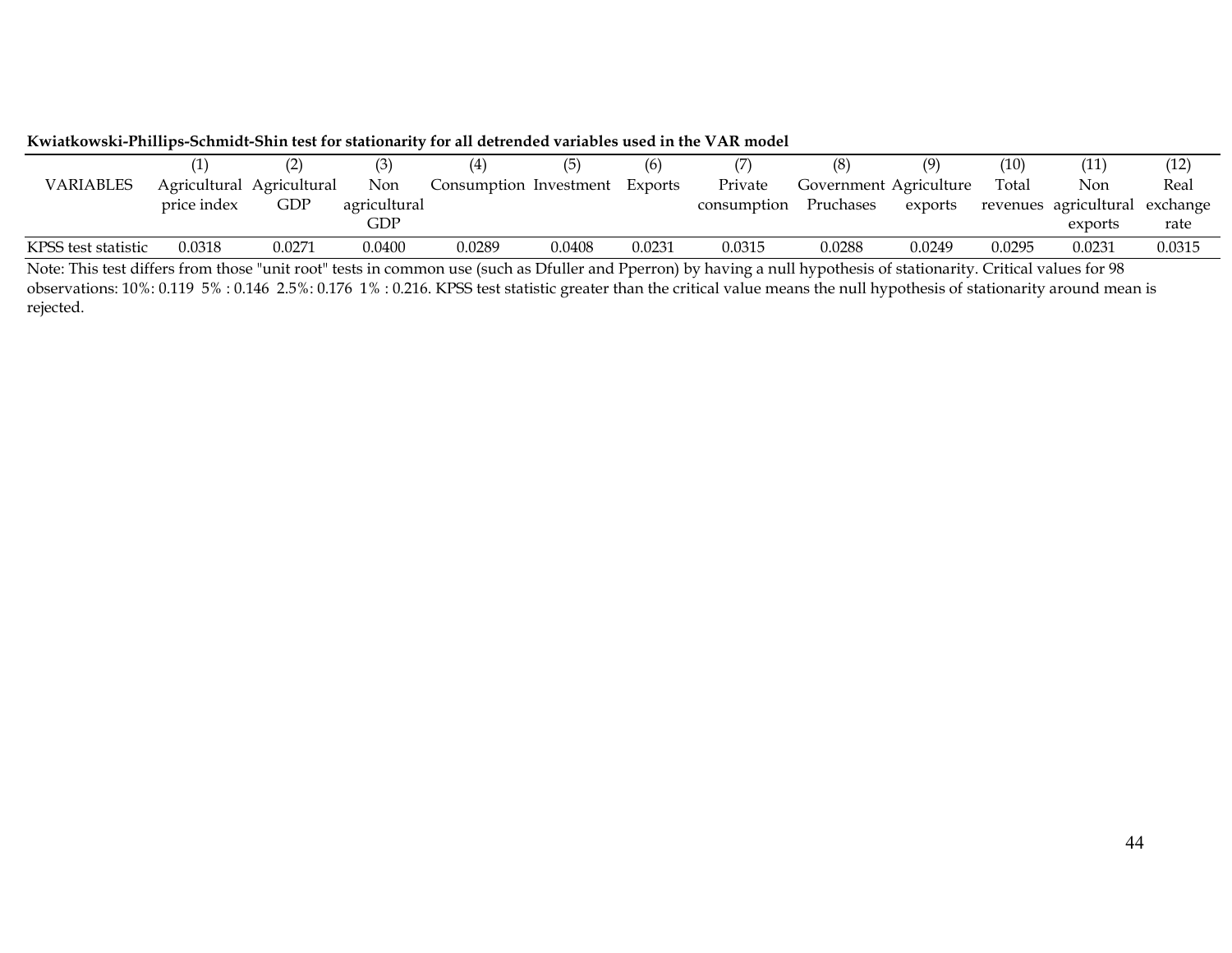**Kwiatkowski-Phillips-Schmidt-Shin test for stationarity for all detrended variables used in the VAR model**

| | (1) | (2) | (3) | (4) | (5) | (6) | (7) | (8) | (9) | (10) | (11) | (12) |
|---|---|---|---|---|---|---|---|---|---|---|---|---|
| VARIABLES | Agricultural price index | Agricultural GDP | Non agricultural GDP | Consumption | Investment | Exports | Private consumption | Government Pruchases | Agriculture exports | Total revenues | Non agricultural exports | Real exchange rate |
| KPSS test statistic | 0.0318 | 0.0271 | 0.0400 | 0.0289 | 0.0408 | 0.0231 | 0.0315 | 0.0288 | 0.0249 | 0.0295 | 0.0231 | 0.0315 |

Note: This test differs from those "unit root" tests in common use (such as Dfuller and Pperron) by having a null hypothesis of stationarity. Critical values for 98 observations: 10%: 0.119 5% : 0.146 2.5%: 0.176 1% : 0.216. KPSS test statistic greater than the critical value means the null hypothesis of stationarity around mean is rejected.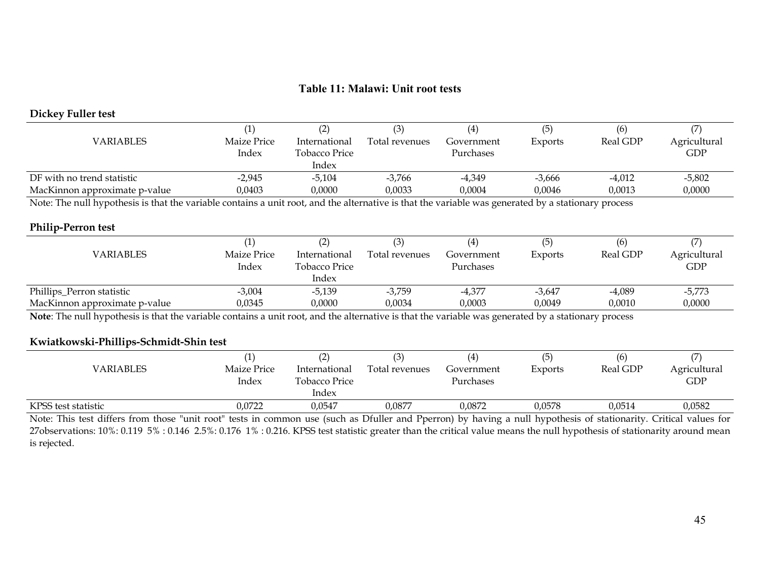### Table 11: Malawi: Unit root tests

**Dickey Fuller test**

| VARIABLES | (1) Maize Price Index | (2) International Tobacco Price Index | (3) Total revenues | (4) Government Purchases | (5) Exports | (6) Real GDP | (7) Agricultural GDP |
|---|---|---|---|---|---|---|---|
| DF with no trend statistic | -2,945 | -5,104 | -3,766 | -4,349 | -3,666 | -4,012 | -5,802 |
| MacKinnon approximate p-value | 0,0403 | 0,0000 | 0,0033 | 0,0004 | 0,0046 | 0,0013 | 0,0000 |

Note: The null hypothesis is that the variable contains a unit root, and the alternative is that the variable was generated by a stationary process

**Philip-Perron test**

| VARIABLES | (1) Maize Price Index | (2) International Tobacco Price Index | (3) Total revenues | (4) Government Purchases | (5) Exports | (6) Real GDP | (7) Agricultural GDP |
|---|---|---|---|---|---|---|---|
| Phillips_Perron statistic | -3,004 | -5,139 | -3,759 | -4,377 | -3,647 | -4,089 | -5,773 |
| MacKinnon approximate p-value | 0,0345 | 0,0000 | 0,0034 | 0,0003 | 0,0049 | 0,0010 | 0,0000 |

**Note**: The null hypothesis is that the variable contains a unit root, and the alternative is that the variable was generated by a stationary process

**Kwiatkowski-Phillips-Schmidt-Shin test**

| VARIABLES | (1) Maize Price Index | (2) International Tobacco Price Index | (3) Total revenues | (4) Government Purchases | (5) Exports | (6) Real GDP | (7) Agricultural GDP |
|---|---|---|---|---|---|---|---|
| KPSS test statistic | 0,0722 | 0,0547 | 0,0877 | 0,0872 | 0,0578 | 0,0514 | 0,0582 |

Note: This test differs from those "unit root" tests in common use (such as Dfuller and Pperron) by having a null hypothesis of stationarity. Critical values for 27observations: 10%: 0.119 5% : 0.146 2.5%: 0.176 1% : 0.216. KPSS test statistic greater than the critical value means the null hypothesis of stationarity around mean is rejected.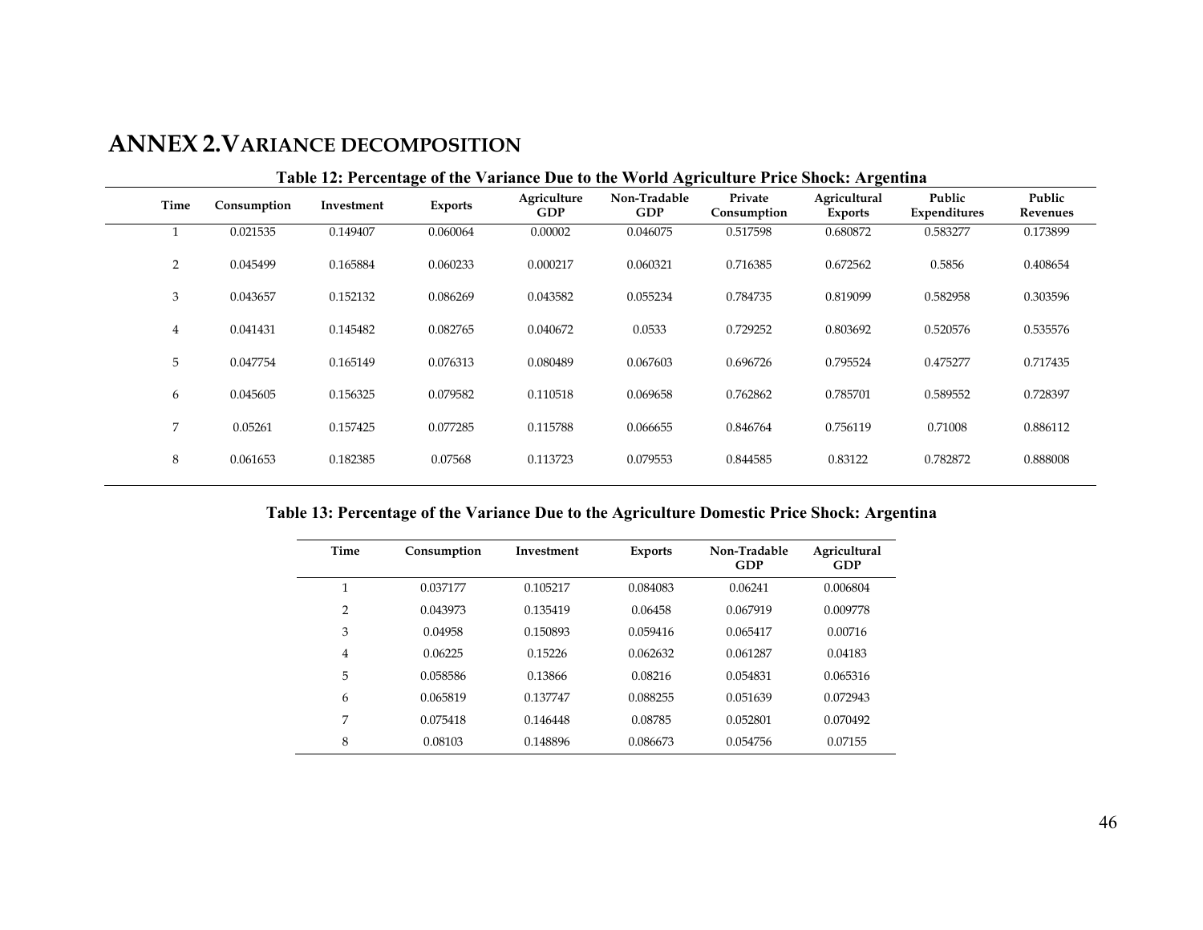# ANNEX 2. VARIANCE DECOMPOSITION

**Table 12: Percentage of the Variance Due to the World Agriculture Price Shock: Argentina**

| Time | Consumption | Investment | Exports | Agriculture GDP | Non-Tradable GDP | Private Consumption | Agricultural Exports | Public Expenditures | Public Revenues |
|---|---|---|---|---|---|---|---|---|---|
| 1 | 0.021535 | 0.149407 | 0.060064 | 0.00002 | 0.046075 | 0.517598 | 0.680872 | 0.583277 | 0.173899 |
| 2 | 0.045499 | 0.165884 | 0.060233 | 0.000217 | 0.060321 | 0.716385 | 0.672562 | 0.5856 | 0.408654 |
| 3 | 0.043657 | 0.152132 | 0.086269 | 0.043582 | 0.055234 | 0.784735 | 0.819099 | 0.582958 | 0.303596 |
| 4 | 0.041431 | 0.145482 | 0.082765 | 0.040672 | 0.0533 | 0.729252 | 0.803692 | 0.520576 | 0.535576 |
| 5 | 0.047754 | 0.165149 | 0.076313 | 0.080489 | 0.067603 | 0.696726 | 0.795524 | 0.475277 | 0.717435 |
| 6 | 0.045605 | 0.156325 | 0.079582 | 0.110518 | 0.069658 | 0.762862 | 0.785701 | 0.589552 | 0.728397 |
| 7 | 0.05261 | 0.157425 | 0.077285 | 0.115788 | 0.066655 | 0.846764 | 0.756119 | 0.71008 | 0.886112 |
| 8 | 0.061653 | 0.182385 | 0.07568 | 0.113723 | 0.079553 | 0.844585 | 0.83122 | 0.782872 | 0.888008 |

**Table 13: Percentage of the Variance Due to the Agriculture Domestic Price Shock: Argentina**

| Time | Consumption | Investment | Exports | Non-Tradable GDP | Agricultural GDP |
|---|---|---|---|---|---|
| 1 | 0.037177 | 0.105217 | 0.084083 | 0.06241 | 0.006804 |
| 2 | 0.043973 | 0.135419 | 0.06458 | 0.067919 | 0.009778 |
| 3 | 0.04958 | 0.150893 | 0.059416 | 0.065417 | 0.00716 |
| 4 | 0.06225 | 0.15226 | 0.062632 | 0.061287 | 0.04183 |
| 5 | 0.058586 | 0.13866 | 0.08216 | 0.054831 | 0.065316 |
| 6 | 0.065819 | 0.137747 | 0.088255 | 0.051639 | 0.072943 |
| 7 | 0.075418 | 0.146448 | 0.08785 | 0.052801 | 0.070492 |
| 8 | 0.08103 | 0.148896 | 0.086673 | 0.054756 | 0.07155 |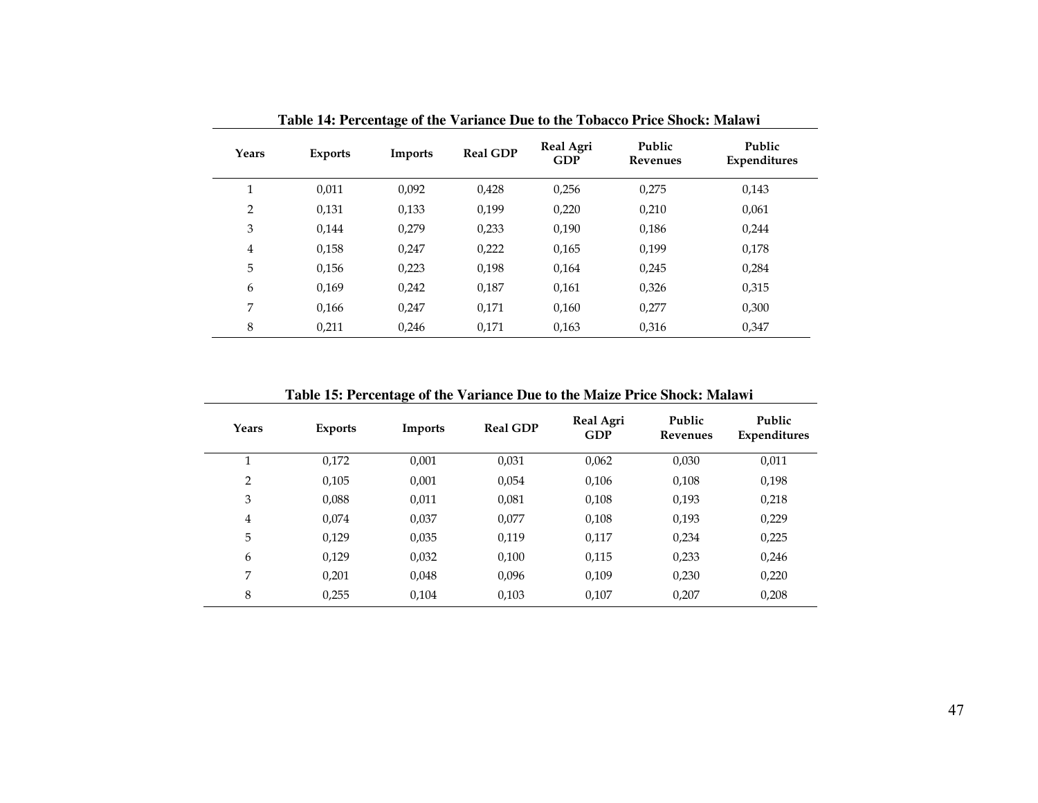**Table 14: Percentage of the Variance Due to the Tobacco Price Shock: Malawi**

| Years | Exports | Imports | Real GDP | Real Agri GDP | Public Revenues | Public Expenditures |
|---|---|---|---|---|---|---|
| 1 | 0,011 | 0,092 | 0,428 | 0,256 | 0,275 | 0,143 |
| 2 | 0,131 | 0,133 | 0,199 | 0,220 | 0,210 | 0,061 |
| 3 | 0,144 | 0,279 | 0,233 | 0,190 | 0,186 | 0,244 |
| 4 | 0,158 | 0,247 | 0,222 | 0,165 | 0,199 | 0,178 |
| 5 | 0,156 | 0,223 | 0,198 | 0,164 | 0,245 | 0,284 |
| 6 | 0,169 | 0,242 | 0,187 | 0,161 | 0,326 | 0,315 |
| 7 | 0,166 | 0,247 | 0,171 | 0,160 | 0,277 | 0,300 |
| 8 | 0,211 | 0,246 | 0,171 | 0,163 | 0,316 | 0,347 |

**Table 15: Percentage of the Variance Due to the Maize Price Shock: Malawi**

| Years | Exports | Imports | Real GDP | Real Agri GDP | Public Revenues | Public Expenditures |
|---|---|---|---|---|---|---|
| 1 | 0,172 | 0,001 | 0,031 | 0,062 | 0,030 | 0,011 |
| 2 | 0,105 | 0,001 | 0,054 | 0,106 | 0,108 | 0,198 |
| 3 | 0,088 | 0,011 | 0,081 | 0,108 | 0,193 | 0,218 |
| 4 | 0,074 | 0,037 | 0,077 | 0,108 | 0,193 | 0,229 |
| 5 | 0,129 | 0,035 | 0,119 | 0,117 | 0,234 | 0,225 |
| 6 | 0,129 | 0,032 | 0,100 | 0,115 | 0,233 | 0,246 |
| 7 | 0,201 | 0,048 | 0,096 | 0,109 | 0,230 | 0,220 |
| 8 | 0,255 | 0,104 | 0,103 | 0,107 | 0,207 | 0,208 |